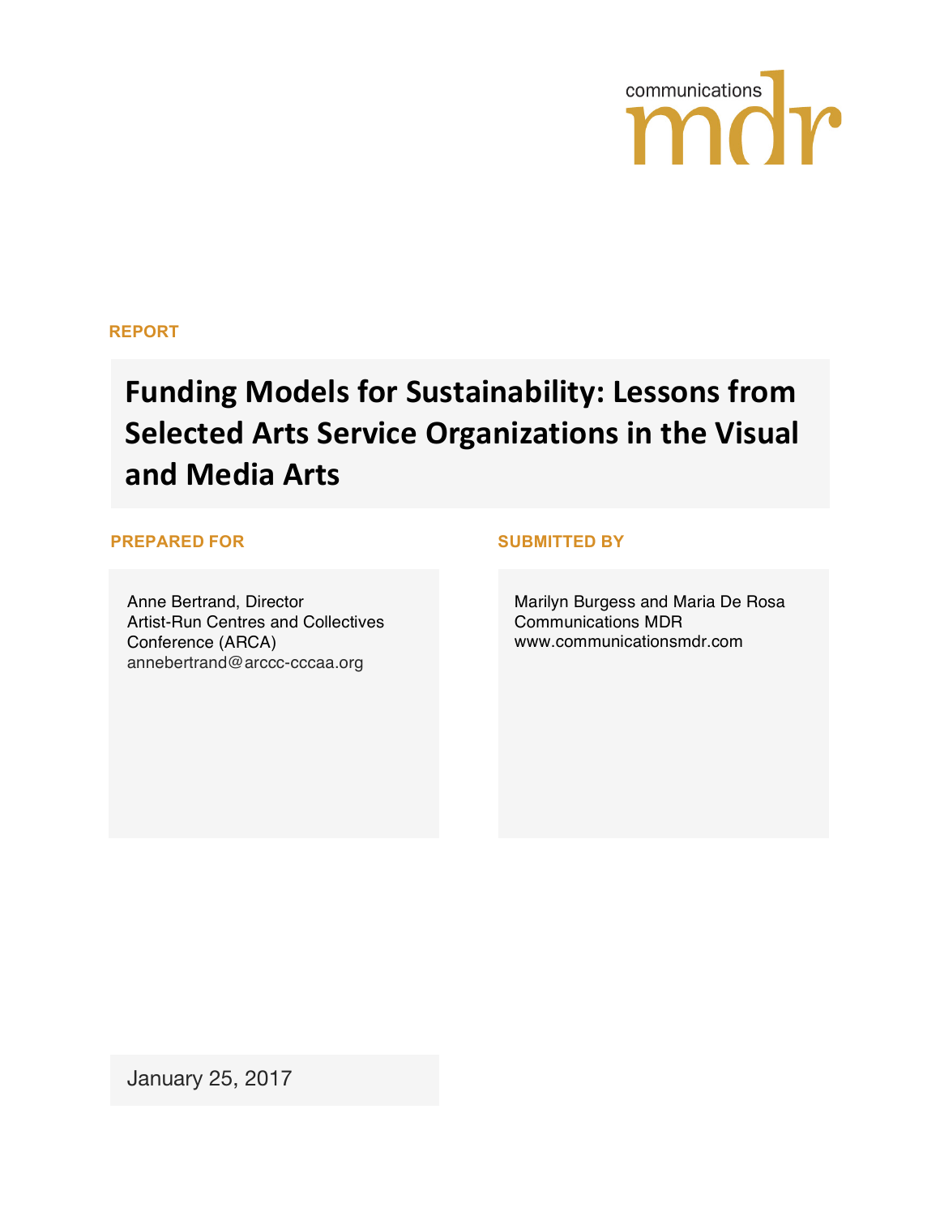communications mdr

**REPORT**

# Funding Models for Sustainability: Lessons from Selected Arts Service Organizations in the Visual and Media Arts

**PREPARED FOR**

Anne Bertrand, Director
Artist-Run Centres and Collectives Conference (ARCA)
annebertrand@arccc-cccaa.org

**SUBMITTED BY**

Marilyn Burgess and Maria De Rosa
Communications MDR
www.communicationsmdr.com

January 25, 2017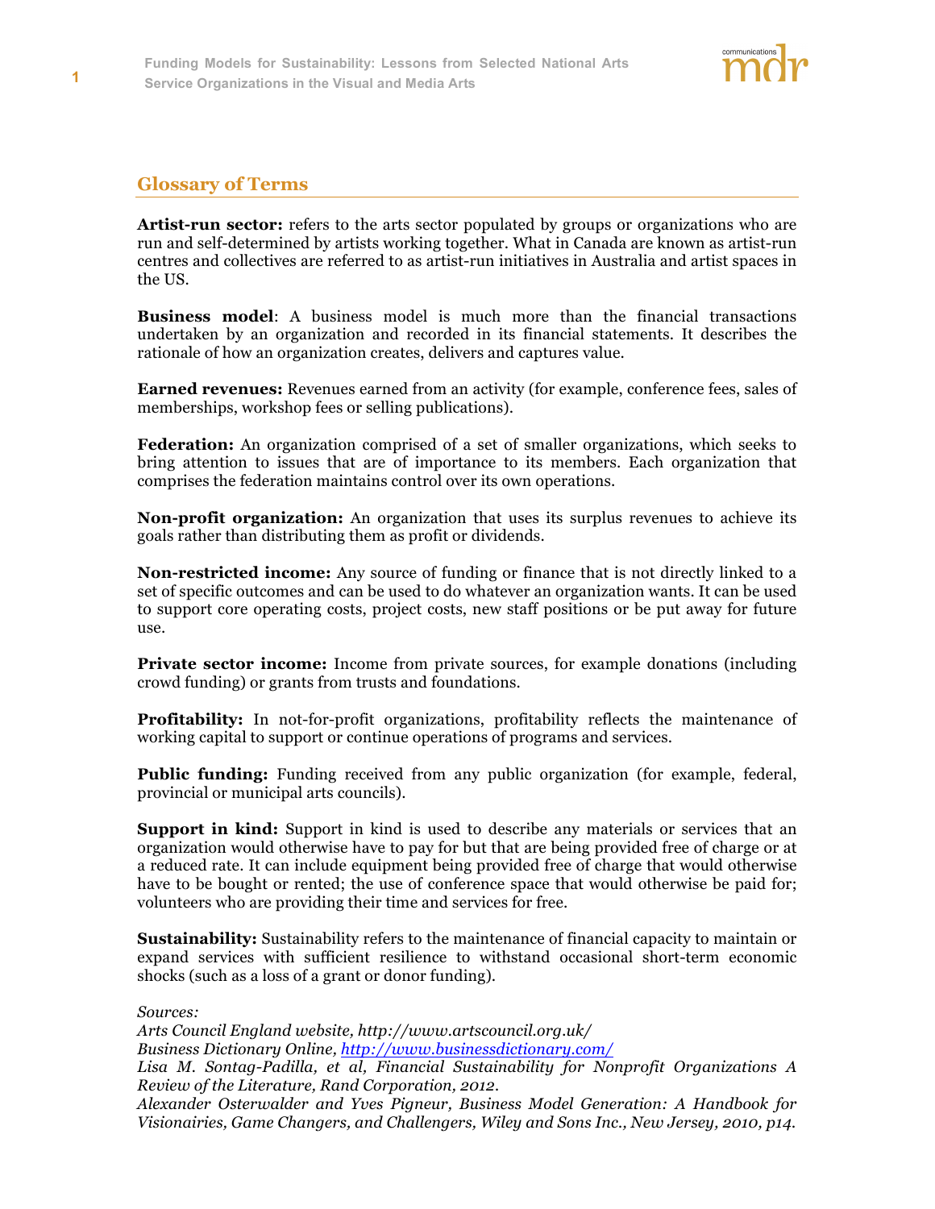## Glossary of Terms

**Artist-run sector:** refers to the arts sector populated by groups or organizations who are run and self-determined by artists working together. What in Canada are known as artist-run centres and collectives are referred to as artist-run initiatives in Australia and artist spaces in the US.

**Business model**: A business model is much more than the financial transactions undertaken by an organization and recorded in its financial statements. It describes the rationale of how an organization creates, delivers and captures value.

**Earned revenues:** Revenues earned from an activity (for example, conference fees, sales of memberships, workshop fees or selling publications).

**Federation:** An organization comprised of a set of smaller organizations, which seeks to bring attention to issues that are of importance to its members. Each organization that comprises the federation maintains control over its own operations.

**Non-profit organization:** An organization that uses its surplus revenues to achieve its goals rather than distributing them as profit or dividends.

**Non-restricted income:** Any source of funding or finance that is not directly linked to a set of specific outcomes and can be used to do whatever an organization wants. It can be used to support core operating costs, project costs, new staff positions or be put away for future use.

**Private sector income:** Income from private sources, for example donations (including crowd funding) or grants from trusts and foundations.

**Profitability:** In not-for-profit organizations, profitability reflects the maintenance of working capital to support or continue operations of programs and services.

**Public funding:** Funding received from any public organization (for example, federal, provincial or municipal arts councils).

**Support in kind:** Support in kind is used to describe any materials or services that an organization would otherwise have to pay for but that are being provided free of charge or at a reduced rate. It can include equipment being provided free of charge that would otherwise have to be bought or rented; the use of conference space that would otherwise be paid for; volunteers who are providing their time and services for free.

**Sustainability:** Sustainability refers to the maintenance of financial capacity to maintain or expand services with sufficient resilience to withstand occasional short-term economic shocks (such as a loss of a grant or donor funding).

*Sources:*
*Arts Council England website, http://www.artscouncil.org.uk/*
*Business Dictionary Online, http://www.businessdictionary.com/*
*Lisa M. Sontag-Padilla, et al, Financial Sustainability for Nonprofit Organizations A Review of the Literature, Rand Corporation, 2012.*
*Alexander Osterwalder and Yves Pigneur, Business Model Generation: A Handbook for Visionairies, Game Changers, and Challengers, Wiley and Sons Inc., New Jersey, 2010, p14.*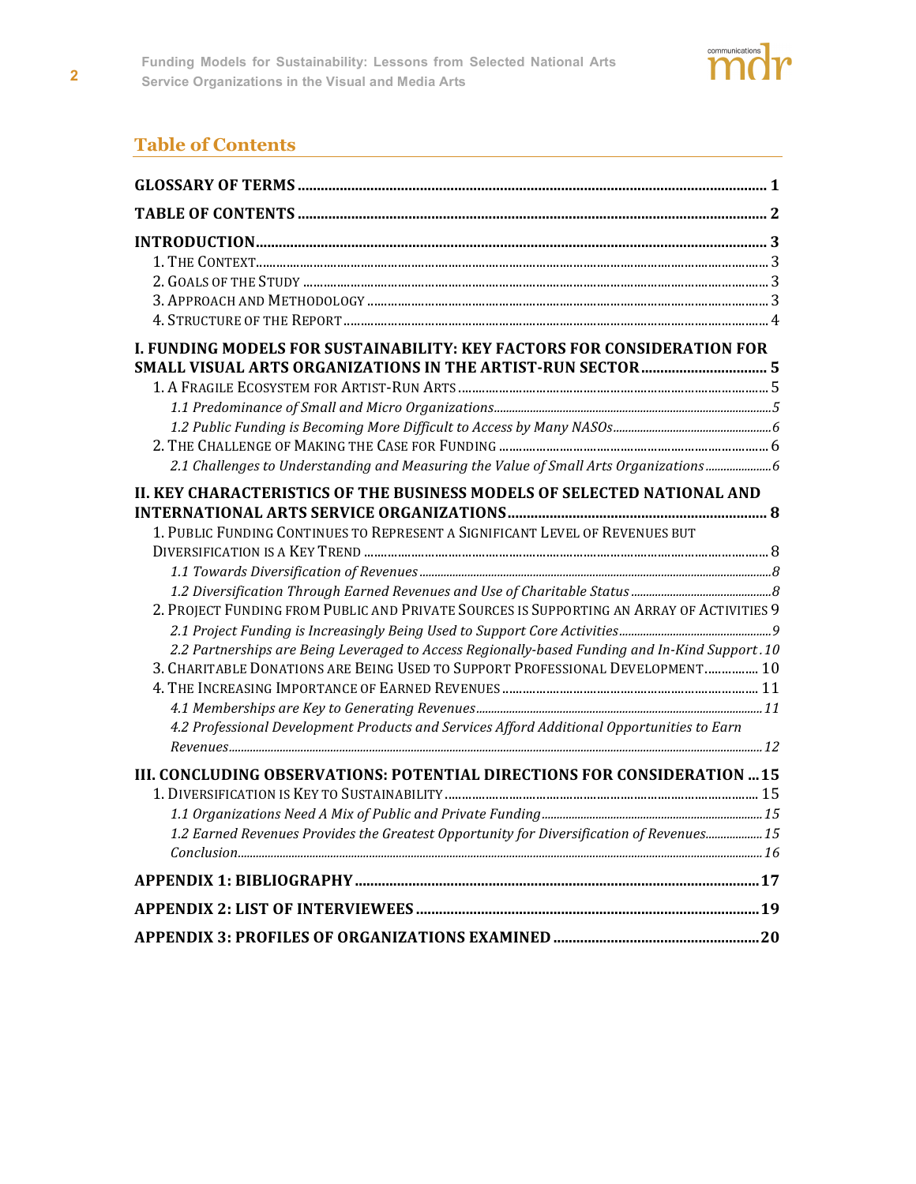## Table of Contents

**GLOSSARY OF TERMS** ........ 1

**TABLE OF CONTENTS** ........ 2

**INTRODUCTION** ........ 3

- 1. The Context ........ 3
- 2. Goals of the Study ........ 3
- 3. Approach and Methodology ........ 3
- 4. Structure of the Report ........ 4

**I. FUNDING MODELS FOR SUSTAINABILITY: KEY FACTORS FOR CONSIDERATION FOR SMALL VISUAL ARTS ORGANIZATIONS IN THE ARTIST-RUN SECTOR** ........ 5

- 1. A Fragile Ecosystem for Artist-Run Arts ........ 5
  - *1.1 Predominance of Small and Micro Organizations* ........ 5
  - *1.2 Public Funding is Becoming More Difficult to Access by Many NASOs* ........ 6
- 2. The Challenge of Making the Case for Funding ........ 6
  - *2.1 Challenges to Understanding and Measuring the Value of Small Arts Organizations* ........ 6

**II. KEY CHARACTERISTICS OF THE BUSINESS MODELS OF SELECTED NATIONAL AND INTERNATIONAL ARTS SERVICE ORGANIZATIONS** ........ 8

- 1. Public Funding Continues to Represent a Significant Level of Revenues but Diversification is a Key Trend ........ 8
  - *1.1 Towards Diversification of Revenues* ........ 8
  - *1.2 Diversification Through Earned Revenues and Use of Charitable Status* ........ 8
- 2. Project Funding from Public and Private Sources is Supporting an Array of Activities ........ 9
  - *2.1 Project Funding is Increasingly Being Used to Support Core Activities* ........ 9
  - *2.2 Partnerships are Being Leveraged to Access Regionally-based Funding and In-Kind Support* ........ 10
- 3. Charitable Donations are Being Used to Support Professional Development ........ 10
- 4. The Increasing Importance of Earned Revenues ........ 11
  - *4.1 Memberships are Key to Generating Revenues* ........ 11
  - *4.2 Professional Development Products and Services Afford Additional Opportunities to Earn Revenues* ........ 12

**III. CONCLUDING OBSERVATIONS: POTENTIAL DIRECTIONS FOR CONSIDERATION** ........ 15

- 1. Diversification is Key to Sustainability ........ 15
  - *1.1 Organizations Need A Mix of Public and Private Funding* ........ 15
  - *1.2 Earned Revenues Provides the Greatest Opportunity for Diversification of Revenues* ........ 15
  - *Conclusion* ........ 16

**APPENDIX 1: BIBLIOGRAPHY** ........ 17

**APPENDIX 2: LIST OF INTERVIEWEES** ........ 19

**APPENDIX 3: PROFILES OF ORGANIZATIONS EXAMINED** ........ 20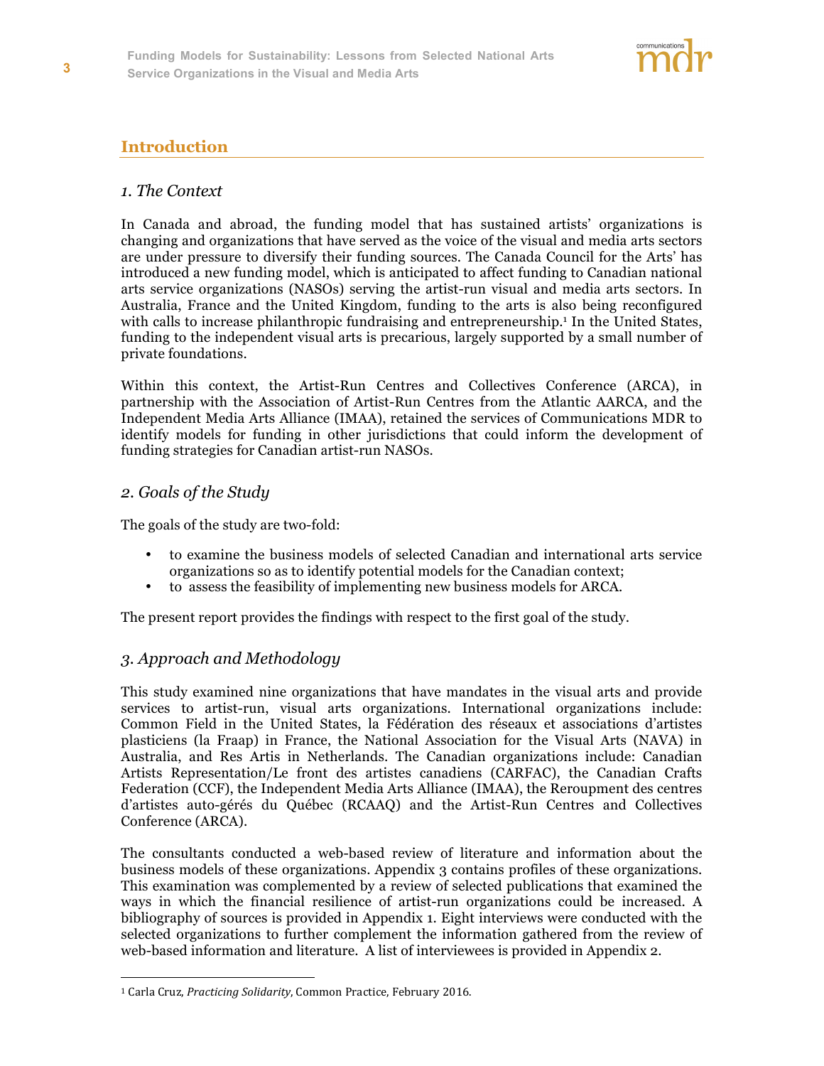## Introduction

### *1. The Context*

In Canada and abroad, the funding model that has sustained artists' organizations is changing and organizations that have served as the voice of the visual and media arts sectors are under pressure to diversify their funding sources. The Canada Council for the Arts' has introduced a new funding model, which is anticipated to affect funding to Canadian national arts service organizations (NASOs) serving the artist-run visual and media arts sectors. In Australia, France and the United Kingdom, funding to the arts is also being reconfigured with calls to increase philanthropic fundraising and entrepreneurship.[1] In the United States, funding to the independent visual arts is precarious, largely supported by a small number of private foundations.

Within this context, the Artist-Run Centres and Collectives Conference (ARCA), in partnership with the Association of Artist-Run Centres from the Atlantic AARCA, and the Independent Media Arts Alliance (IMAA), retained the services of Communications MDR to identify models for funding in other jurisdictions that could inform the development of funding strategies for Canadian artist-run NASOs.

### *2. Goals of the Study*

The goals of the study are two-fold:

- to examine the business models of selected Canadian and international arts service organizations so as to identify potential models for the Canadian context;
- to assess the feasibility of implementing new business models for ARCA.

The present report provides the findings with respect to the first goal of the study.

### *3. Approach and Methodology*

This study examined nine organizations that have mandates in the visual arts and provide services to artist-run, visual arts organizations. International organizations include: Common Field in the United States, la Fédération des réseaux et associations d'artistes plasticiens (la Fraap) in France, the National Association for the Visual Arts (NAVA) in Australia, and Res Artis in Netherlands. The Canadian organizations include: Canadian Artists Representation/Le front des artistes canadiens (CARFAC), the Canadian Crafts Federation (CCF), the Independent Media Arts Alliance (IMAA), the Reroupment des centres d'artistes auto-gérés du Québec (RCAAQ) and the Artist-Run Centres and Collectives Conference (ARCA).

The consultants conducted a web-based review of literature and information about the business models of these organizations. Appendix 3 contains profiles of these organizations. This examination was complemented by a review of selected publications that examined the ways in which the financial resilience of artist-run organizations could be increased. A bibliography of sources is provided in Appendix 1. Eight interviews were conducted with the selected organizations to further complement the information gathered from the review of web-based information and literature. A list of interviewees is provided in Appendix 2.

---

[1] Carla Cruz, *Practicing Solidarity*, Common Practice, February 2016.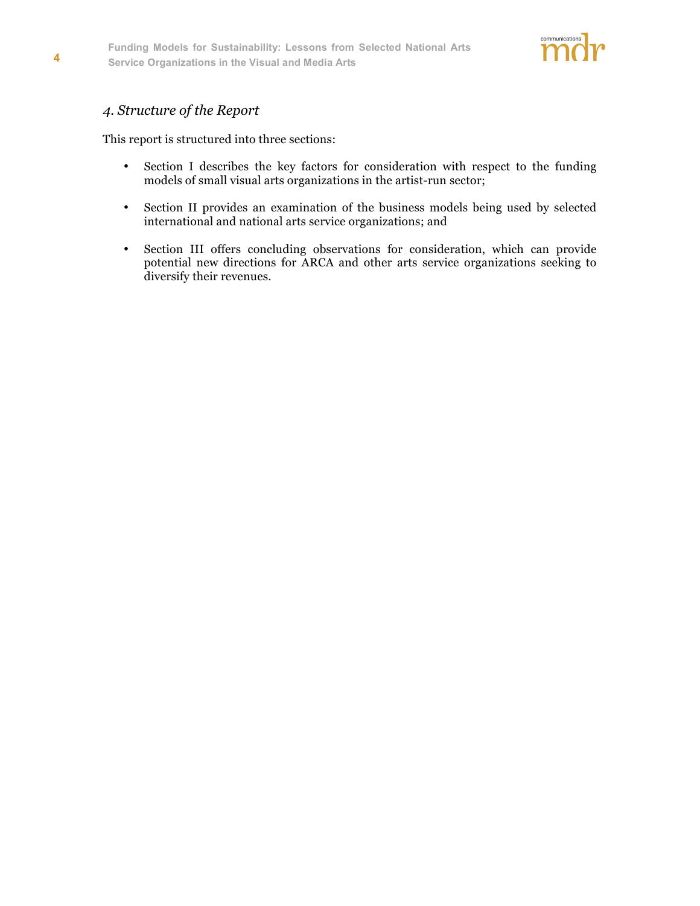## *4. Structure of the Report*

This report is structured into three sections:

- Section I describes the key factors for consideration with respect to the funding models of small visual arts organizations in the artist-run sector;
- Section II provides an examination of the business models being used by selected international and national arts service organizations; and
- Section III offers concluding observations for consideration, which can provide potential new directions for ARCA and other arts service organizations seeking to diversify their revenues.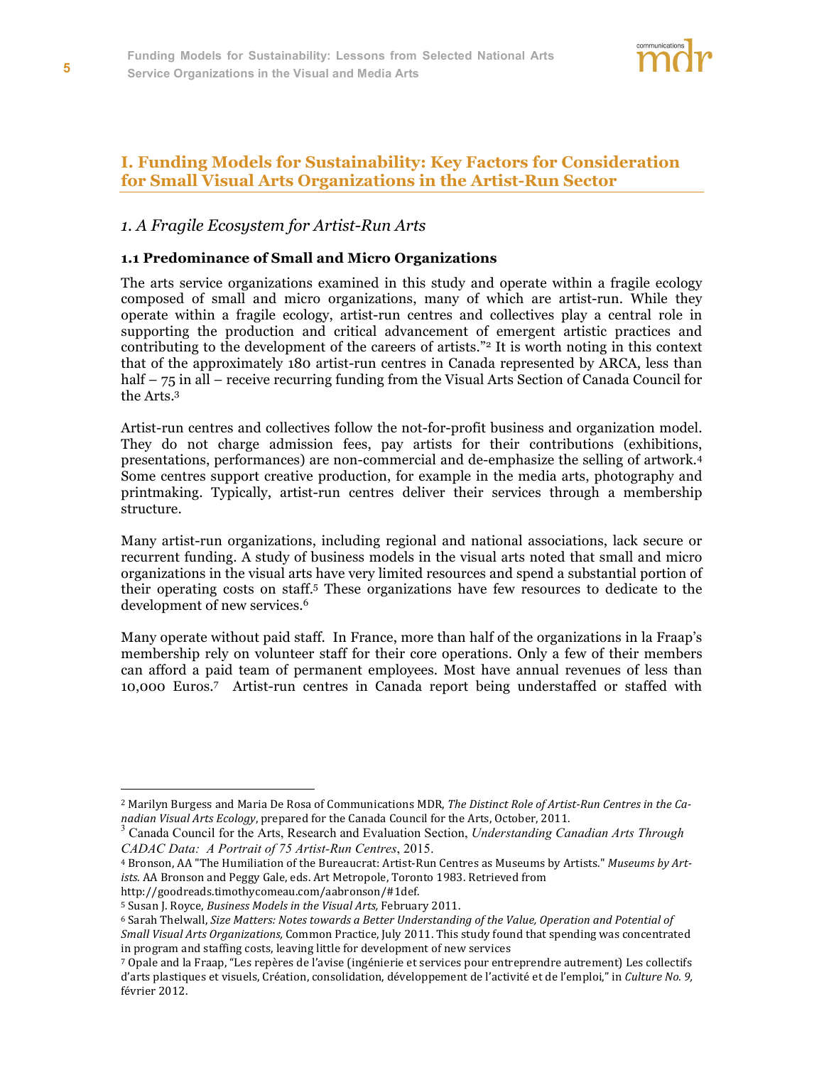## I. Funding Models for Sustainability: Key Factors for Consideration for Small Visual Arts Organizations in the Artist-Run Sector

### *1. A Fragile Ecosystem for Artist-Run Arts*

#### 1.1 Predominance of Small and Micro Organizations

The arts service organizations examined in this study and operate within a fragile ecology composed of small and micro organizations, many of which are artist-run. While they operate within a fragile ecology, artist-run centres and collectives play a central role in supporting the production and critical advancement of emergent artistic practices and contributing to the development of the careers of artists."[2] It is worth noting in this context that of the approximately 180 artist-run centres in Canada represented by ARCA, less than half – 75 in all – receive recurring funding from the Visual Arts Section of Canada Council for the Arts.[3]

Artist-run centres and collectives follow the not-for-profit business and organization model. They do not charge admission fees, pay artists for their contributions (exhibitions, presentations, performances) are non-commercial and de-emphasize the selling of artwork.[4] Some centres support creative production, for example in the media arts, photography and printmaking. Typically, artist-run centres deliver their services through a membership structure.

Many artist-run organizations, including regional and national associations, lack secure or recurrent funding. A study of business models in the visual arts noted that small and micro organizations in the visual arts have very limited resources and spend a substantial portion of their operating costs on staff.[5] These organizations have few resources to dedicate to the development of new services.[6]

Many operate without paid staff. In France, more than half of the organizations in la Fraap's membership rely on volunteer staff for their core operations. Only a few of their members can afford a paid team of permanent employees. Most have annual revenues of less than 10,000 Euros.[7] Artist-run centres in Canada report being understaffed or staffed with

---

[2] Marilyn Burgess and Maria De Rosa of Communications MDR, *The Distinct Role of Artist-Run Centres in the Canadian Visual Arts Ecology*, prepared for the Canada Council for the Arts, October, 2011.

[3] Canada Council for the Arts, Research and Evaluation Section, *Understanding Canadian Arts Through CADAC Data: A Portrait of 75 Artist-Run Centres*, 2015.

[4] Bronson, AA "The Humiliation of the Bureaucrat: Artist-Run Centres as Museums by Artists." *Museums by Artists.* AA Bronson and Peggy Gale, eds. Art Metropole, Toronto 1983. Retrieved from http://goodreads.timothycomeau.com/aabronson/#1def.

[5] Susan J. Royce, *Business Models in the Visual Arts,* February 2011.

[6] Sarah Thelwall, *Size Matters: Notes towards a Better Understanding of the Value, Operation and Potential of Small Visual Arts Organizations,* Common Practice, July 2011. This study found that spending was concentrated in program and staffing costs, leaving little for development of new services

[7] Opale and la Fraap, "Les repères de l'avise (ingénierie et services pour entreprendre autrement) Les collectifs d'arts plastiques et visuels, Création, consolidation, développement de l'activité et de l'emploi," in *Culture No. 9,* février 2012.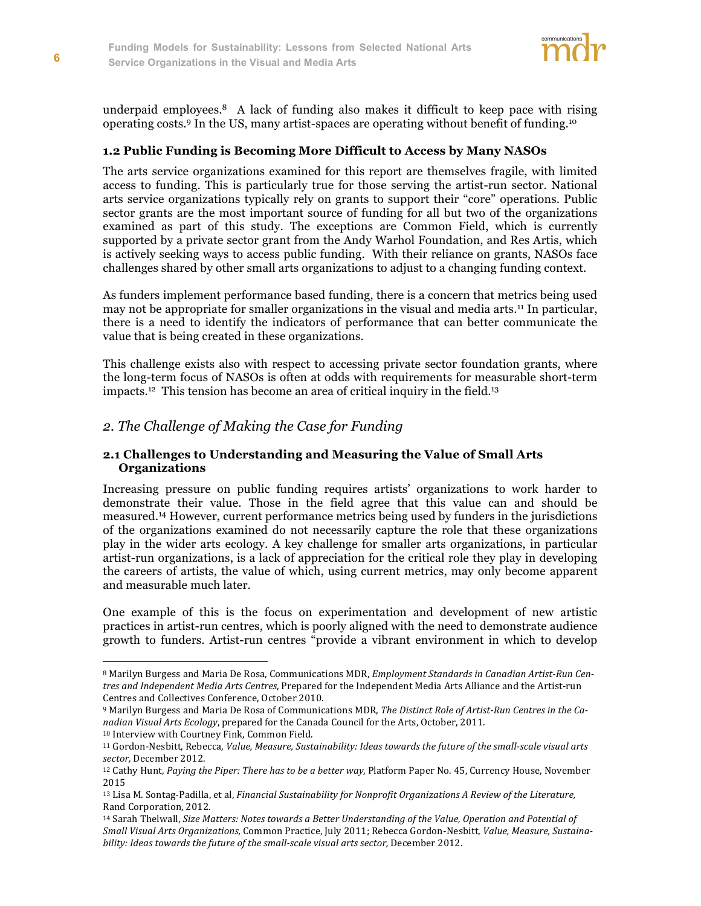underpaid employees.[8] A lack of funding also makes it difficult to keep pace with rising operating costs.[9] In the US, many artist-spaces are operating without benefit of funding.[10]

### 1.2 Public Funding is Becoming More Difficult to Access by Many NASOs

The arts service organizations examined for this report are themselves fragile, with limited access to funding. This is particularly true for those serving the artist-run sector. National arts service organizations typically rely on grants to support their "core" operations. Public sector grants are the most important source of funding for all but two of the organizations examined as part of this study. The exceptions are Common Field, which is currently supported by a private sector grant from the Andy Warhol Foundation, and Res Artis, which is actively seeking ways to access public funding. With their reliance on grants, NASOs face challenges shared by other small arts organizations to adjust to a changing funding context.

As funders implement performance based funding, there is a concern that metrics being used may not be appropriate for smaller organizations in the visual and media arts.[11] In particular, there is a need to identify the indicators of performance that can better communicate the value that is being created in these organizations.

This challenge exists also with respect to accessing private sector foundation grants, where the long-term focus of NASOs is often at odds with requirements for measurable short-term impacts.[12] This tension has become an area of critical inquiry in the field.[13]

## *2. The Challenge of Making the Case for Funding*

### 2.1 Challenges to Understanding and Measuring the Value of Small Arts Organizations

Increasing pressure on public funding requires artists' organizations to work harder to demonstrate their value. Those in the field agree that this value can and should be measured.[14] However, current performance metrics being used by funders in the jurisdictions of the organizations examined do not necessarily capture the role that these organizations play in the wider arts ecology. A key challenge for smaller arts organizations, in particular artist-run organizations, is a lack of appreciation for the critical role they play in developing the careers of artists, the value of which, using current metrics, may only become apparent and measurable much later.

One example of this is the focus on experimentation and development of new artistic practices in artist-run centres, which is poorly aligned with the need to demonstrate audience growth to funders. Artist-run centres "provide a vibrant environment in which to develop

---

[8] Marilyn Burgess and Maria De Rosa, Communications MDR, *Employment Standards in Canadian Artist-Run Centres and Independent Media Arts Centres*, Prepared for the Independent Media Arts Alliance and the Artist-run Centres and Collectives Conference, October 2010.

[9] Marilyn Burgess and Maria De Rosa of Communications MDR, *The Distinct Role of Artist-Run Centres in the Canadian Visual Arts Ecology*, prepared for the Canada Council for the Arts, October, 2011.

[10] Interview with Courtney Fink, Common Field.

[11] Gordon-Nesbitt, Rebecca, *Value, Measure, Sustainability: Ideas towards the future of the small-scale visual arts sector,* December 2012.

[12] Cathy Hunt, *Paying the Piper: There has to be a better way*, Platform Paper No. 45, Currency House, November 2015

[13] Lisa M. Sontag-Padilla, et al, *Financial Sustainability for Nonprofit Organizations A Review of the Literature,* Rand Corporation, 2012.

[14] Sarah Thelwall, *Size Matters: Notes towards a Better Understanding of the Value, Operation and Potential of Small Visual Arts Organizations,* Common Practice, July 2011; Rebecca Gordon-Nesbitt, *Value, Measure, Sustainability: Ideas towards the future of the small-scale visual arts sector,* December 2012.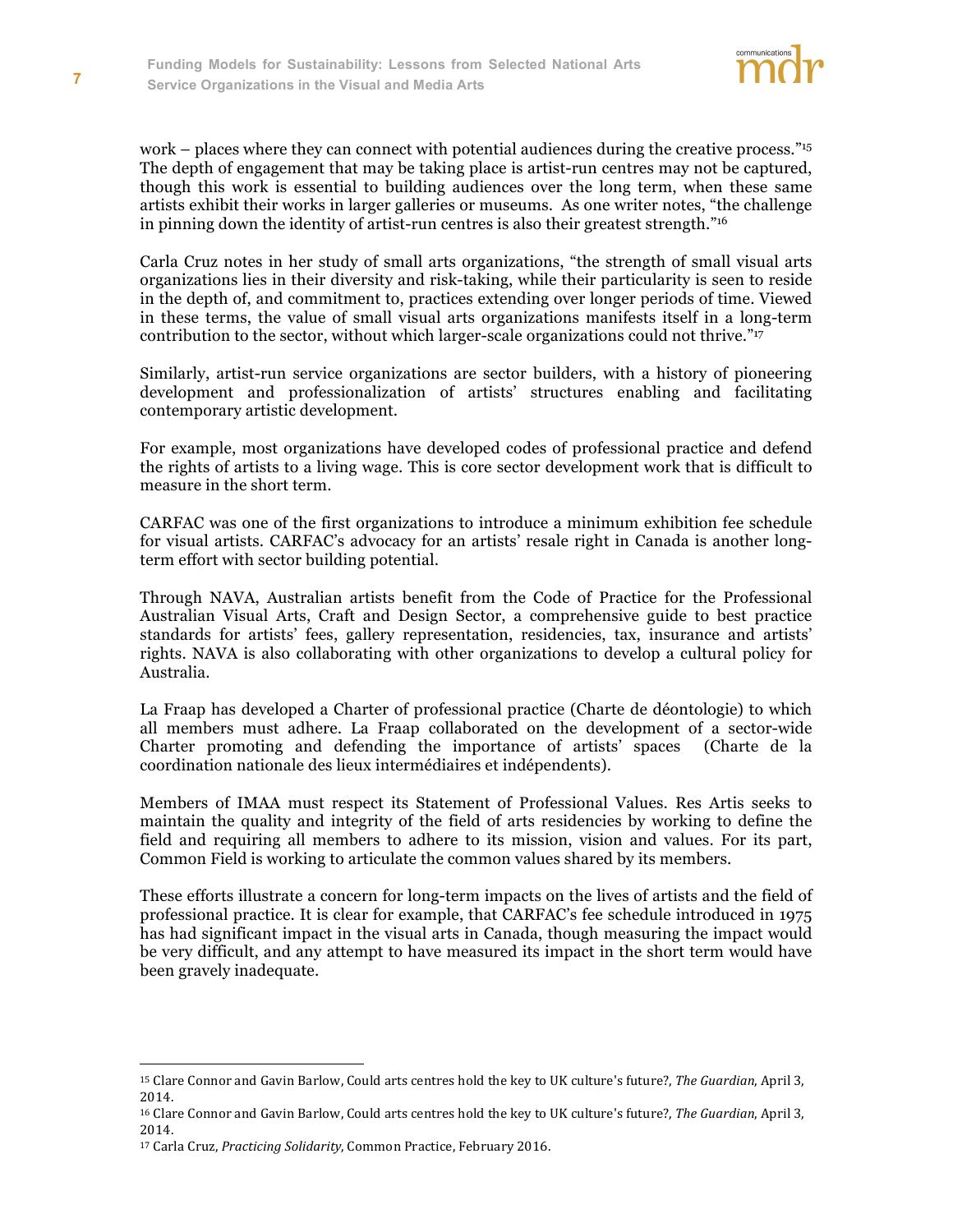work – places where they can connect with potential audiences during the creative process."[15] The depth of engagement that may be taking place is artist-run centres may not be captured, though this work is essential to building audiences over the long term, when these same artists exhibit their works in larger galleries or museums. As one writer notes, "the challenge in pinning down the identity of artist-run centres is also their greatest strength."[16]

Carla Cruz notes in her study of small arts organizations, "the strength of small visual arts organizations lies in their diversity and risk-taking, while their particularity is seen to reside in the depth of, and commitment to, practices extending over longer periods of time. Viewed in these terms, the value of small visual arts organizations manifests itself in a long-term contribution to the sector, without which larger-scale organizations could not thrive."[17]

Similarly, artist-run service organizations are sector builders, with a history of pioneering development and professionalization of artists' structures enabling and facilitating contemporary artistic development.

For example, most organizations have developed codes of professional practice and defend the rights of artists to a living wage. This is core sector development work that is difficult to measure in the short term.

CARFAC was one of the first organizations to introduce a minimum exhibition fee schedule for visual artists. CARFAC's advocacy for an artists' resale right in Canada is another long-term effort with sector building potential.

Through NAVA, Australian artists benefit from the Code of Practice for the Professional Australian Visual Arts, Craft and Design Sector, a comprehensive guide to best practice standards for artists' fees, gallery representation, residencies, tax, insurance and artists' rights. NAVA is also collaborating with other organizations to develop a cultural policy for Australia.

La Fraap has developed a Charter of professional practice (Charte de déontologie) to which all members must adhere. La Fraap collaborated on the development of a sector-wide Charter promoting and defending the importance of artists' spaces (Charte de la coordination nationale des lieux intermédiaires et indépendents).

Members of IMAA must respect its Statement of Professional Values. Res Artis seeks to maintain the quality and integrity of the field of arts residencies by working to define the field and requiring all members to adhere to its mission, vision and values. For its part, Common Field is working to articulate the common values shared by its members.

These efforts illustrate a concern for long-term impacts on the lives of artists and the field of professional practice. It is clear for example, that CARFAC's fee schedule introduced in 1975 has had significant impact in the visual arts in Canada, though measuring the impact would be very difficult, and any attempt to have measured its impact in the short term would have been gravely inadequate.

---

[15] Clare Connor and Gavin Barlow, Could arts centres hold the key to UK culture's future?, *The Guardian*, April 3, 2014.

[16] Clare Connor and Gavin Barlow, Could arts centres hold the key to UK culture's future?, *The Guardian*, April 3, 2014.

[17] Carla Cruz, *Practicing Solidarity*, Common Practice, February 2016.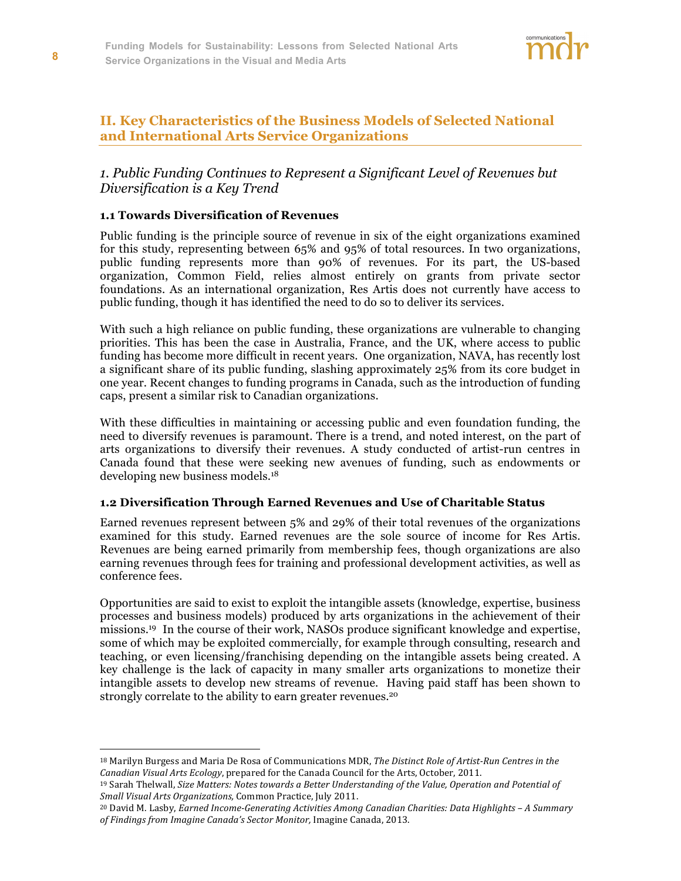## II. Key Characteristics of the Business Models of Selected National and International Arts Service Organizations

### *1. Public Funding Continues to Represent a Significant Level of Revenues but Diversification is a Key Trend*

#### 1.1 Towards Diversification of Revenues

Public funding is the principle source of revenue in six of the eight organizations examined for this study, representing between 65% and 95% of total resources. In two organizations, public funding represents more than 90% of revenues. For its part, the US-based organization, Common Field, relies almost entirely on grants from private sector foundations. As an international organization, Res Artis does not currently have access to public funding, though it has identified the need to do so to deliver its services.

With such a high reliance on public funding, these organizations are vulnerable to changing priorities. This has been the case in Australia, France, and the UK, where access to public funding has become more difficult in recent years. One organization, NAVA, has recently lost a significant share of its public funding, slashing approximately 25% from its core budget in one year. Recent changes to funding programs in Canada, such as the introduction of funding caps, present a similar risk to Canadian organizations.

With these difficulties in maintaining or accessing public and even foundation funding, the need to diversify revenues is paramount. There is a trend, and noted interest, on the part of arts organizations to diversify their revenues. A study conducted of artist-run centres in Canada found that these were seeking new avenues of funding, such as endowments or developing new business models.[18]

#### 1.2 Diversification Through Earned Revenues and Use of Charitable Status

Earned revenues represent between 5% and 29% of their total revenues of the organizations examined for this study. Earned revenues are the sole source of income for Res Artis. Revenues are being earned primarily from membership fees, though organizations are also earning revenues through fees for training and professional development activities, as well as conference fees.

Opportunities are said to exist to exploit the intangible assets (knowledge, expertise, business processes and business models) produced by arts organizations in the achievement of their missions.[19] In the course of their work, NASOs produce significant knowledge and expertise, some of which may be exploited commercially, for example through consulting, research and teaching, or even licensing/franchising depending on the intangible assets being created. A key challenge is the lack of capacity in many smaller arts organizations to monetize their intangible assets to develop new streams of revenue. Having paid staff has been shown to strongly correlate to the ability to earn greater revenues.[20]

---

[18] Marilyn Burgess and Maria De Rosa of Communications MDR, *The Distinct Role of Artist-Run Centres in the Canadian Visual Arts Ecology*, prepared for the Canada Council for the Arts, October, 2011.

[19] Sarah Thelwall, *Size Matters: Notes towards a Better Understanding of the Value, Operation and Potential of Small Visual Arts Organizations,* Common Practice, July 2011.

[20] David M. Lasby, *Earned Income-Generating Activities Among Canadian Charities: Data Highlights – A Summary of Findings from Imagine Canada's Sector Monitor,* Imagine Canada, 2013.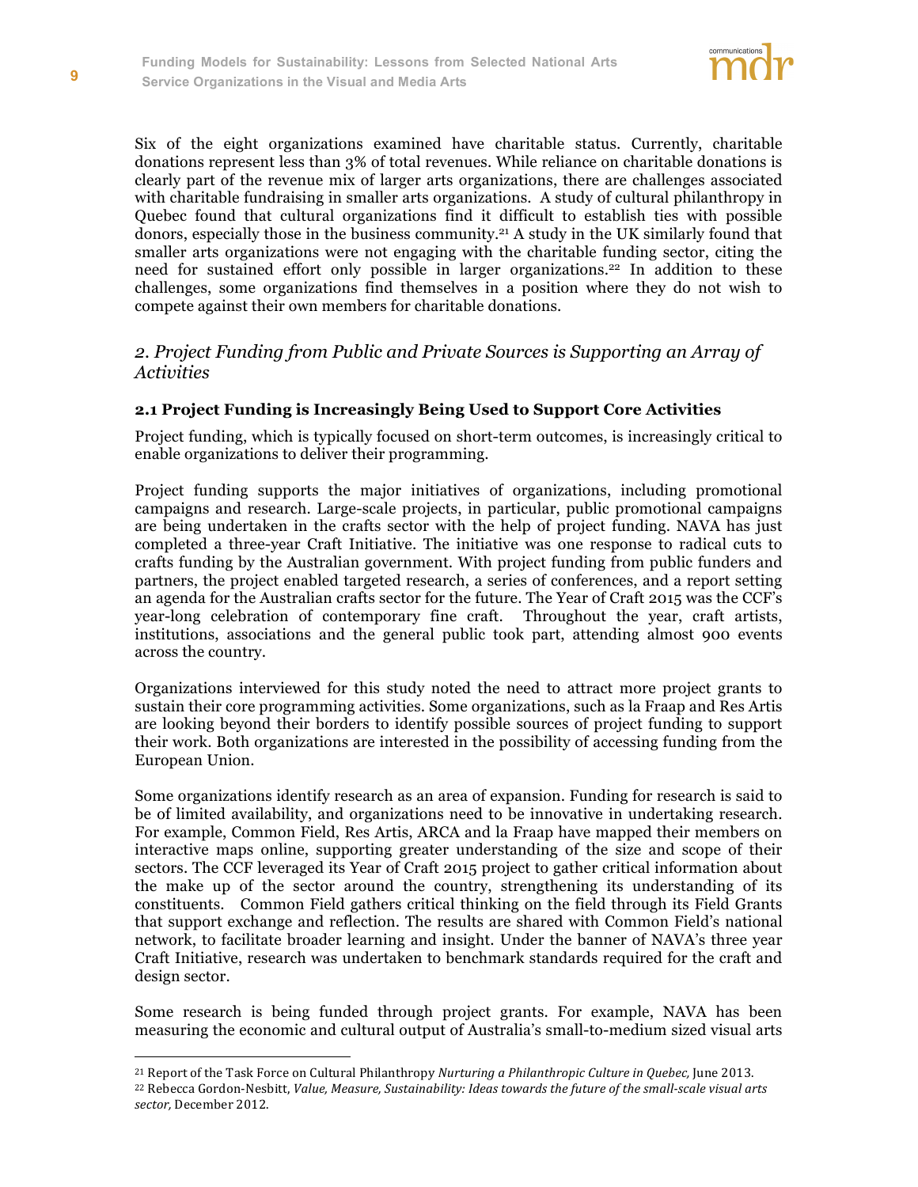Six of the eight organizations examined have charitable status. Currently, charitable donations represent less than 3% of total revenues. While reliance on charitable donations is clearly part of the revenue mix of larger arts organizations, there are challenges associated with charitable fundraising in smaller arts organizations. A study of cultural philanthropy in Quebec found that cultural organizations find it difficult to establish ties with possible donors, especially those in the business community.[21] A study in the UK similarly found that smaller arts organizations were not engaging with the charitable funding sector, citing the need for sustained effort only possible in larger organizations.[22] In addition to these challenges, some organizations find themselves in a position where they do not wish to compete against their own members for charitable donations.

## *2. Project Funding from Public and Private Sources is Supporting an Array of Activities*

### 2.1 Project Funding is Increasingly Being Used to Support Core Activities

Project funding, which is typically focused on short-term outcomes, is increasingly critical to enable organizations to deliver their programming.

Project funding supports the major initiatives of organizations, including promotional campaigns and research. Large-scale projects, in particular, public promotional campaigns are being undertaken in the crafts sector with the help of project funding. NAVA has just completed a three-year Craft Initiative. The initiative was one response to radical cuts to crafts funding by the Australian government. With project funding from public funders and partners, the project enabled targeted research, a series of conferences, and a report setting an agenda for the Australian crafts sector for the future. The Year of Craft 2015 was the CCF's year-long celebration of contemporary fine craft. Throughout the year, craft artists, institutions, associations and the general public took part, attending almost 900 events across the country.

Organizations interviewed for this study noted the need to attract more project grants to sustain their core programming activities. Some organizations, such as la Fraap and Res Artis are looking beyond their borders to identify possible sources of project funding to support their work. Both organizations are interested in the possibility of accessing funding from the European Union.

Some organizations identify research as an area of expansion. Funding for research is said to be of limited availability, and organizations need to be innovative in undertaking research. For example, Common Field, Res Artis, ARCA and la Fraap have mapped their members on interactive maps online, supporting greater understanding of the size and scope of their sectors. The CCF leveraged its Year of Craft 2015 project to gather critical information about the make up of the sector around the country, strengthening its understanding of its constituents. Common Field gathers critical thinking on the field through its Field Grants that support exchange and reflection. The results are shared with Common Field's national network, to facilitate broader learning and insight. Under the banner of NAVA's three year Craft Initiative, research was undertaken to benchmark standards required for the craft and design sector.

Some research is being funded through project grants. For example, NAVA has been measuring the economic and cultural output of Australia's small-to-medium sized visual arts

---

[21] Report of the Task Force on Cultural Philanthropy *Nurturing a Philanthropic Culture in Quebec,* June 2013.

[22] Rebecca Gordon-Nesbitt, *Value, Measure, Sustainability: Ideas towards the future of the small-scale visual arts sector,* December 2012.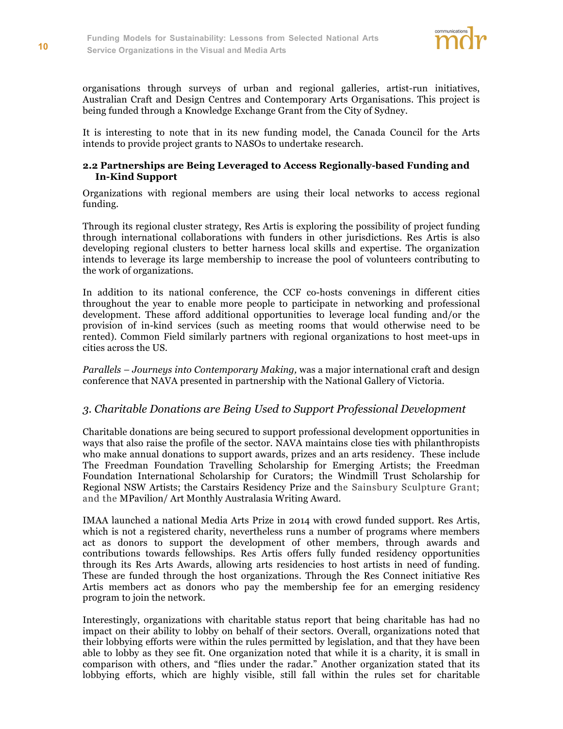organisations through surveys of urban and regional galleries, artist-run initiatives, Australian Craft and Design Centres and Contemporary Arts Organisations. This project is being funded through a Knowledge Exchange Grant from the City of Sydney.

It is interesting to note that in its new funding model, the Canada Council for the Arts intends to provide project grants to NASOs to undertake research.

### 2.2 Partnerships are Being Leveraged to Access Regionally-based Funding and In-Kind Support

Organizations with regional members are using their local networks to access regional funding.

Through its regional cluster strategy, Res Artis is exploring the possibility of project funding through international collaborations with funders in other jurisdictions. Res Artis is also developing regional clusters to better harness local skills and expertise. The organization intends to leverage its large membership to increase the pool of volunteers contributing to the work of organizations.

In addition to its national conference, the CCF co-hosts convenings in different cities throughout the year to enable more people to participate in networking and professional development. These afford additional opportunities to leverage local funding and/or the provision of in-kind services (such as meeting rooms that would otherwise need to be rented). Common Field similarly partners with regional organizations to host meet-ups in cities across the US.

*Parallels – Journeys into Contemporary Making,* was a major international craft and design conference that NAVA presented in partnership with the National Gallery of Victoria.

## *3. Charitable Donations are Being Used to Support Professional Development*

Charitable donations are being secured to support professional development opportunities in ways that also raise the profile of the sector. NAVA maintains close ties with philanthropists who make annual donations to support awards, prizes and an arts residency. These include The Freedman Foundation Travelling Scholarship for Emerging Artists; the Freedman Foundation International Scholarship for Curators; the Windmill Trust Scholarship for Regional NSW Artists; the Carstairs Residency Prize and the Sainsbury Sculpture Grant; and the MPavilion/ Art Monthly Australasia Writing Award.

IMAA launched a national Media Arts Prize in 2014 with crowd funded support. Res Artis, which is not a registered charity, nevertheless runs a number of programs where members act as donors to support the development of other members, through awards and contributions towards fellowships. Res Artis offers fully funded residency opportunities through its Res Arts Awards, allowing arts residencies to host artists in need of funding. These are funded through the host organizations. Through the Res Connect initiative Res Artis members act as donors who pay the membership fee for an emerging residency program to join the network.

Interestingly, organizations with charitable status report that being charitable has had no impact on their ability to lobby on behalf of their sectors. Overall, organizations noted that their lobbying efforts were within the rules permitted by legislation, and that they have been able to lobby as they see fit. One organization noted that while it is a charity, it is small in comparison with others, and "flies under the radar." Another organization stated that its lobbying efforts, which are highly visible, still fall within the rules set for charitable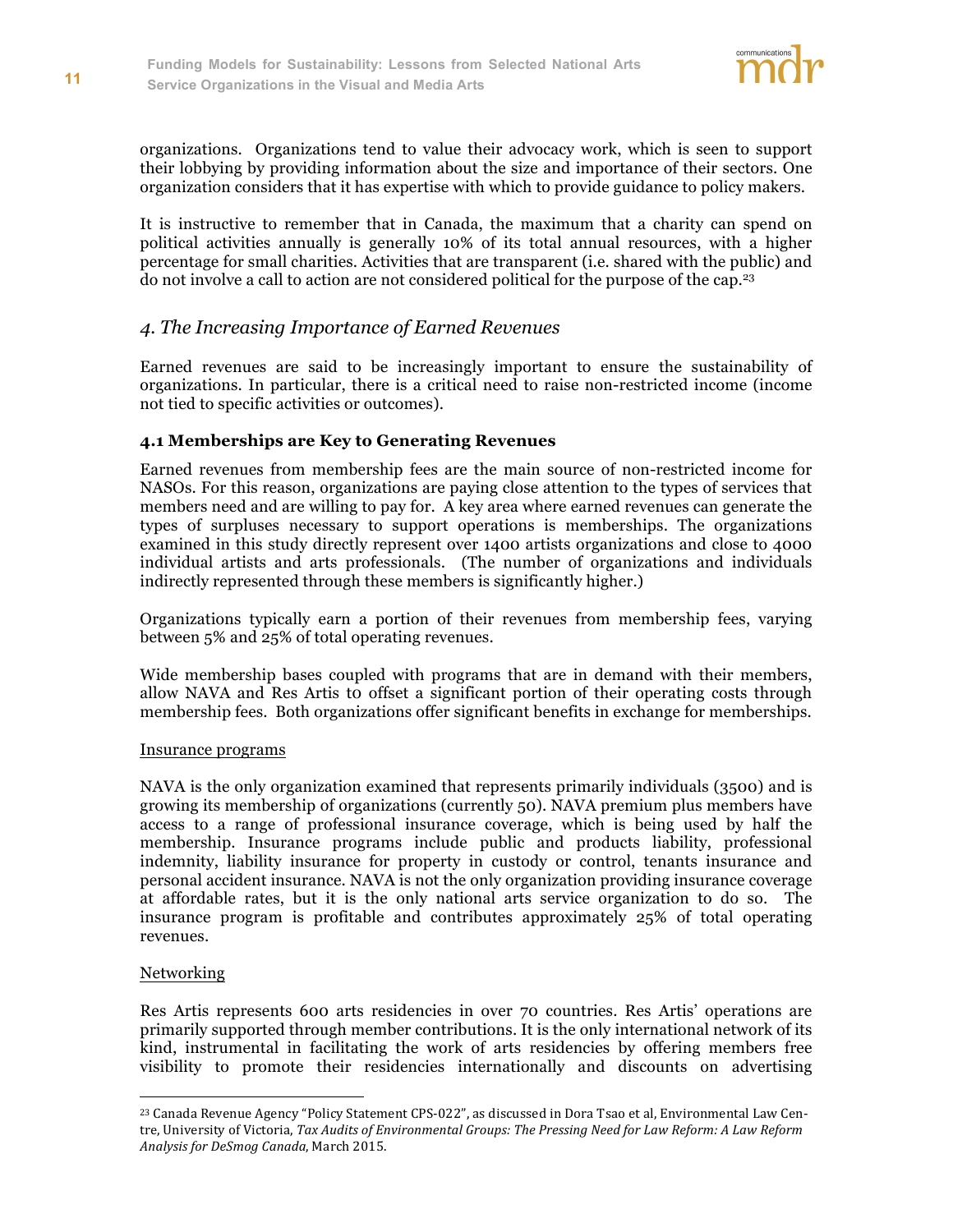organizations. Organizations tend to value their advocacy work, which is seen to support their lobbying by providing information about the size and importance of their sectors. One organization considers that it has expertise with which to provide guidance to policy makers.

It is instructive to remember that in Canada, the maximum that a charity can spend on political activities annually is generally 10% of its total annual resources, with a higher percentage for small charities. Activities that are transparent (i.e. shared with the public) and do not involve a call to action are not considered political for the purpose of the cap.[23]

## *4. The Increasing Importance of Earned Revenues*

Earned revenues are said to be increasingly important to ensure the sustainability of organizations. In particular, there is a critical need to raise non-restricted income (income not tied to specific activities or outcomes).

### 4.1 Memberships are Key to Generating Revenues

Earned revenues from membership fees are the main source of non-restricted income for NASOs. For this reason, organizations are paying close attention to the types of services that members need and are willing to pay for. A key area where earned revenues can generate the types of surpluses necessary to support operations is memberships. The organizations examined in this study directly represent over 1400 artists organizations and close to 4000 individual artists and arts professionals. (The number of organizations and individuals indirectly represented through these members is significantly higher.)

Organizations typically earn a portion of their revenues from membership fees, varying between 5% and 25% of total operating revenues.

Wide membership bases coupled with programs that are in demand with their members, allow NAVA and Res Artis to offset a significant portion of their operating costs through membership fees. Both organizations offer significant benefits in exchange for memberships.

Insurance programs

NAVA is the only organization examined that represents primarily individuals (3500) and is growing its membership of organizations (currently 50). NAVA premium plus members have access to a range of professional insurance coverage, which is being used by half the membership. Insurance programs include public and products liability, professional indemnity, liability insurance for property in custody or control, tenants insurance and personal accident insurance. NAVA is not the only organization providing insurance coverage at affordable rates, but it is the only national arts service organization to do so. The insurance program is profitable and contributes approximately 25% of total operating revenues.

Networking

Res Artis represents 600 arts residencies in over 70 countries. Res Artis' operations are primarily supported through member contributions. It is the only international network of its kind, instrumental in facilitating the work of arts residencies by offering members free visibility to promote their residencies internationally and discounts on advertising

---

[23] Canada Revenue Agency "Policy Statement CPS-022", as discussed in Dora Tsao et al, Environmental Law Centre, University of Victoria, *Tax Audits of Environmental Groups: The Pressing Need for Law Reform: A Law Reform Analysis for DeSmog Canada*, March 2015.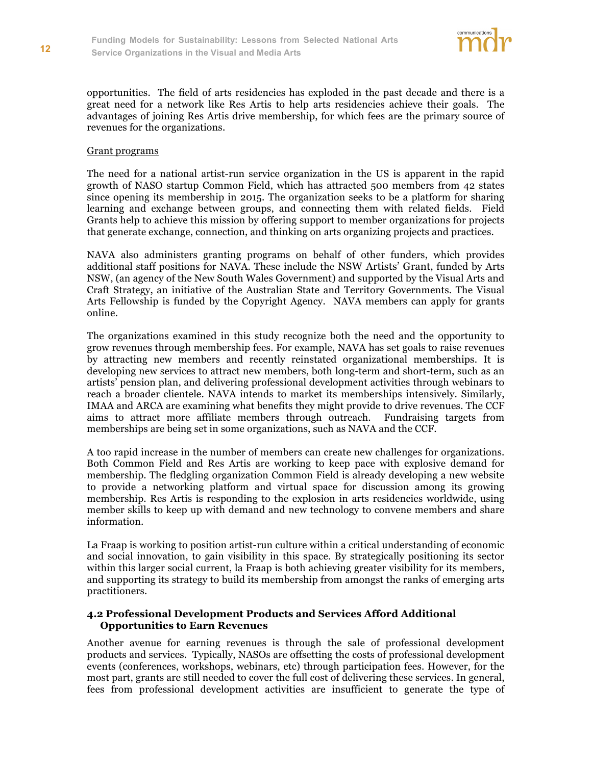opportunities. The field of arts residencies has exploded in the past decade and there is a great need for a network like Res Artis to help arts residencies achieve their goals. The advantages of joining Res Artis drive membership, for which fees are the primary source of revenues for the organizations.

Grant programs

The need for a national artist-run service organization in the US is apparent in the rapid growth of NASO startup Common Field, which has attracted 500 members from 42 states since opening its membership in 2015. The organization seeks to be a platform for sharing learning and exchange between groups, and connecting them with related fields. Field Grants help to achieve this mission by offering support to member organizations for projects that generate exchange, connection, and thinking on arts organizing projects and practices.

NAVA also administers granting programs on behalf of other funders, which provides additional staff positions for NAVA. These include the NSW Artists' Grant, funded by Arts NSW, (an agency of the New South Wales Government) and supported by the Visual Arts and Craft Strategy, an initiative of the Australian State and Territory Governments. The Visual Arts Fellowship is funded by the Copyright Agency. NAVA members can apply for grants online.

The organizations examined in this study recognize both the need and the opportunity to grow revenues through membership fees. For example, NAVA has set goals to raise revenues by attracting new members and recently reinstated organizational memberships. It is developing new services to attract new members, both long-term and short-term, such as an artists' pension plan, and delivering professional development activities through webinars to reach a broader clientele. NAVA intends to market its memberships intensively. Similarly, IMAA and ARCA are examining what benefits they might provide to drive revenues. The CCF aims to attract more affiliate members through outreach. Fundraising targets from memberships are being set in some organizations, such as NAVA and the CCF.

A too rapid increase in the number of members can create new challenges for organizations. Both Common Field and Res Artis are working to keep pace with explosive demand for membership. The fledgling organization Common Field is already developing a new website to provide a networking platform and virtual space for discussion among its growing membership. Res Artis is responding to the explosion in arts residencies worldwide, using member skills to keep up with demand and new technology to convene members and share information.

La Fraap is working to position artist-run culture within a critical understanding of economic and social innovation, to gain visibility in this space. By strategically positioning its sector within this larger social current, la Fraap is both achieving greater visibility for its members, and supporting its strategy to build its membership from amongst the ranks of emerging arts practitioners.

### 4.2 Professional Development Products and Services Afford Additional Opportunities to Earn Revenues

Another avenue for earning revenues is through the sale of professional development products and services. Typically, NASOs are offsetting the costs of professional development events (conferences, workshops, webinars, etc) through participation fees. However, for the most part, grants are still needed to cover the full cost of delivering these services. In general, fees from professional development activities are insufficient to generate the type of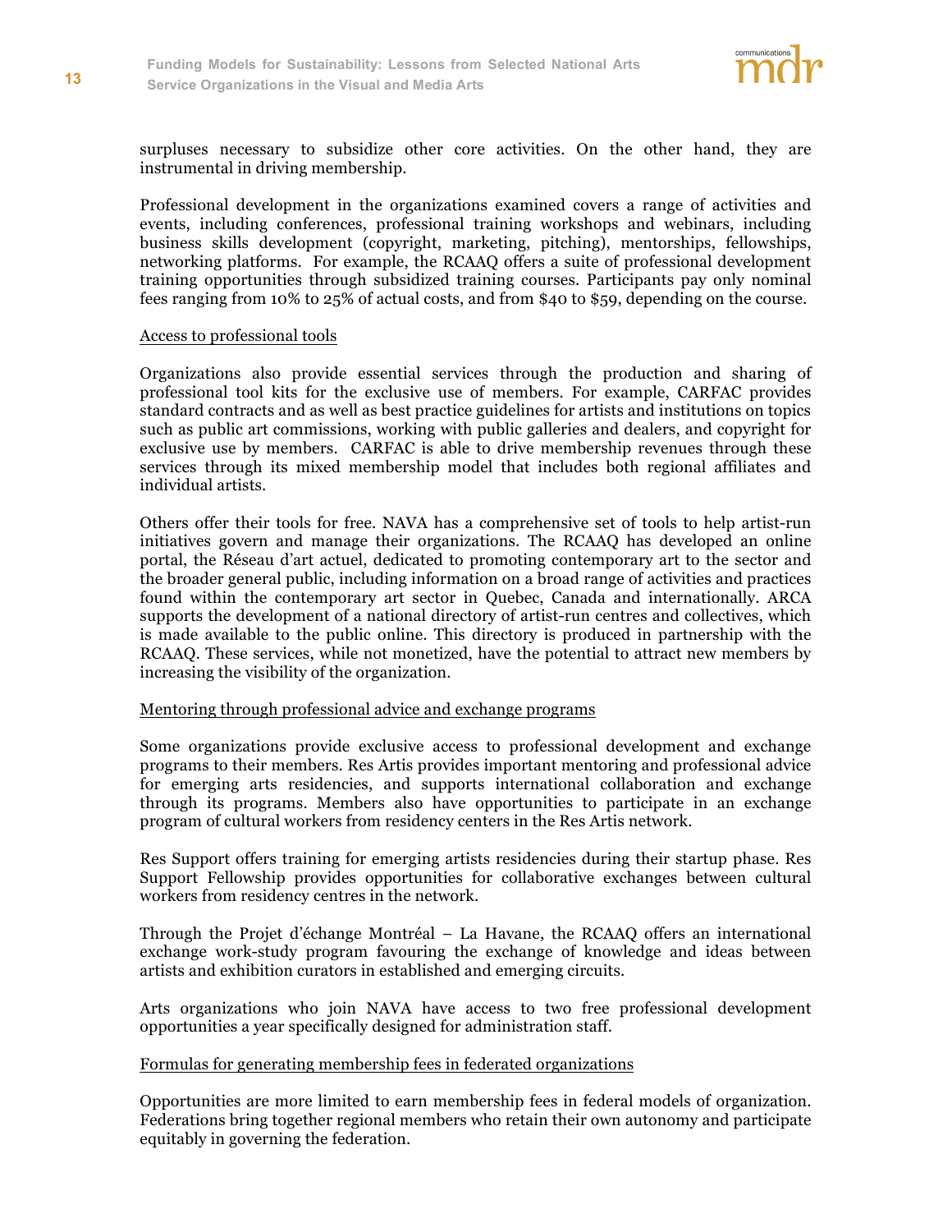surpluses necessary to subsidize other core activities. On the other hand, they are instrumental in driving membership.

Professional development in the organizations examined covers a range of activities and events, including conferences, professional training workshops and webinars, including business skills development (copyright, marketing, pitching), mentorships, fellowships, networking platforms. For example, the RCAAQ offers a suite of professional development training opportunities through subsidized training courses. Participants pay only nominal fees ranging from 10% to 25% of actual costs, and from $40 to $59, depending on the course.

Access to professional tools

Organizations also provide essential services through the production and sharing of professional tool kits for the exclusive use of members. For example, CARFAC provides standard contracts and as well as best practice guidelines for artists and institutions on topics such as public art commissions, working with public galleries and dealers, and copyright for exclusive use by members. CARFAC is able to drive membership revenues through these services through its mixed membership model that includes both regional affiliates and individual artists.

Others offer their tools for free. NAVA has a comprehensive set of tools to help artist-run initiatives govern and manage their organizations. The RCAAQ has developed an online portal, the Réseau d'art actuel, dedicated to promoting contemporary art to the sector and the broader general public, including information on a broad range of activities and practices found within the contemporary art sector in Quebec, Canada and internationally. ARCA supports the development of a national directory of artist-run centres and collectives, which is made available to the public online. This directory is produced in partnership with the RCAAQ. These services, while not monetized, have the potential to attract new members by increasing the visibility of the organization.

Mentoring through professional advice and exchange programs

Some organizations provide exclusive access to professional development and exchange programs to their members. Res Artis provides important mentoring and professional advice for emerging arts residencies, and supports international collaboration and exchange through its programs. Members also have opportunities to participate in an exchange program of cultural workers from residency centers in the Res Artis network.

Res Support offers training for emerging artists residencies during their startup phase. Res Support Fellowship provides opportunities for collaborative exchanges between cultural workers from residency centres in the network.

Through the Projet d'échange Montréal – La Havane, the RCAAQ offers an international exchange work-study program favouring the exchange of knowledge and ideas between artists and exhibition curators in established and emerging circuits.

Arts organizations who join NAVA have access to two free professional development opportunities a year specifically designed for administration staff.

Formulas for generating membership fees in federated organizations

Opportunities are more limited to earn membership fees in federal models of organization. Federations bring together regional members who retain their own autonomy and participate equitably in governing the federation.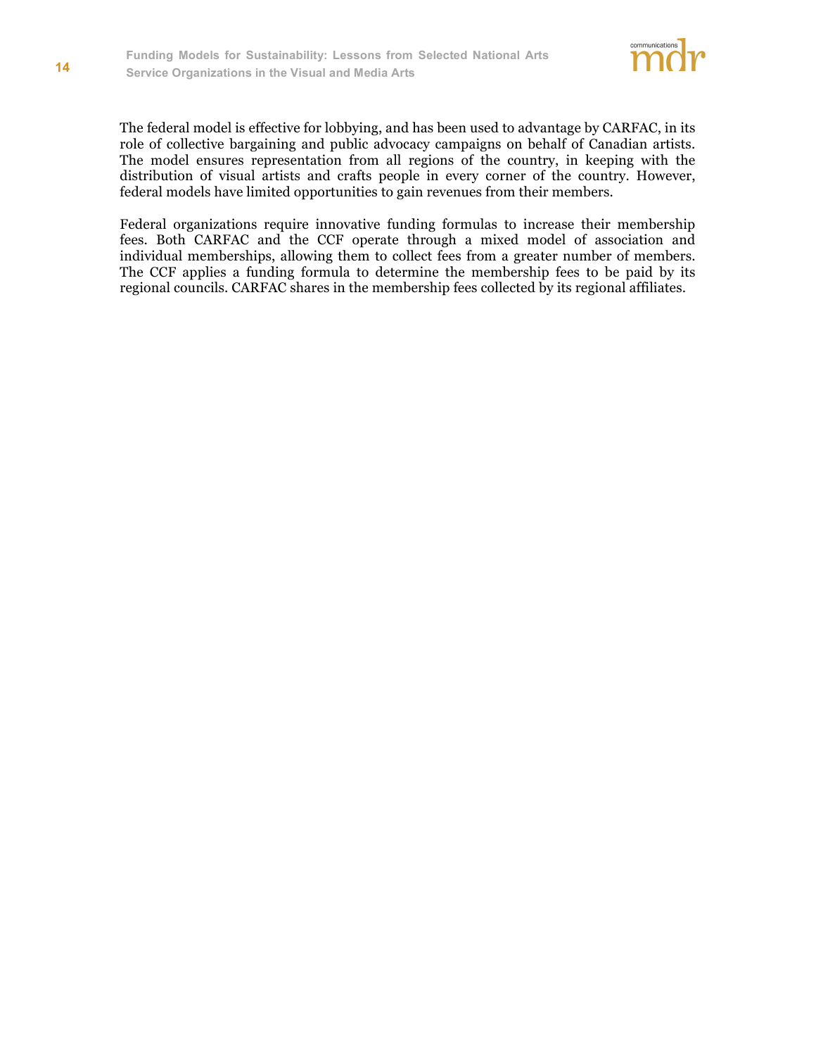The federal model is effective for lobbying, and has been used to advantage by CARFAC, in its role of collective bargaining and public advocacy campaigns on behalf of Canadian artists. The model ensures representation from all regions of the country, in keeping with the distribution of visual artists and crafts people in every corner of the country. However, federal models have limited opportunities to gain revenues from their members.

Federal organizations require innovative funding formulas to increase their membership fees. Both CARFAC and the CCF operate through a mixed model of association and individual memberships, allowing them to collect fees from a greater number of members. The CCF applies a funding formula to determine the membership fees to be paid by its regional councils. CARFAC shares in the membership fees collected by its regional affiliates.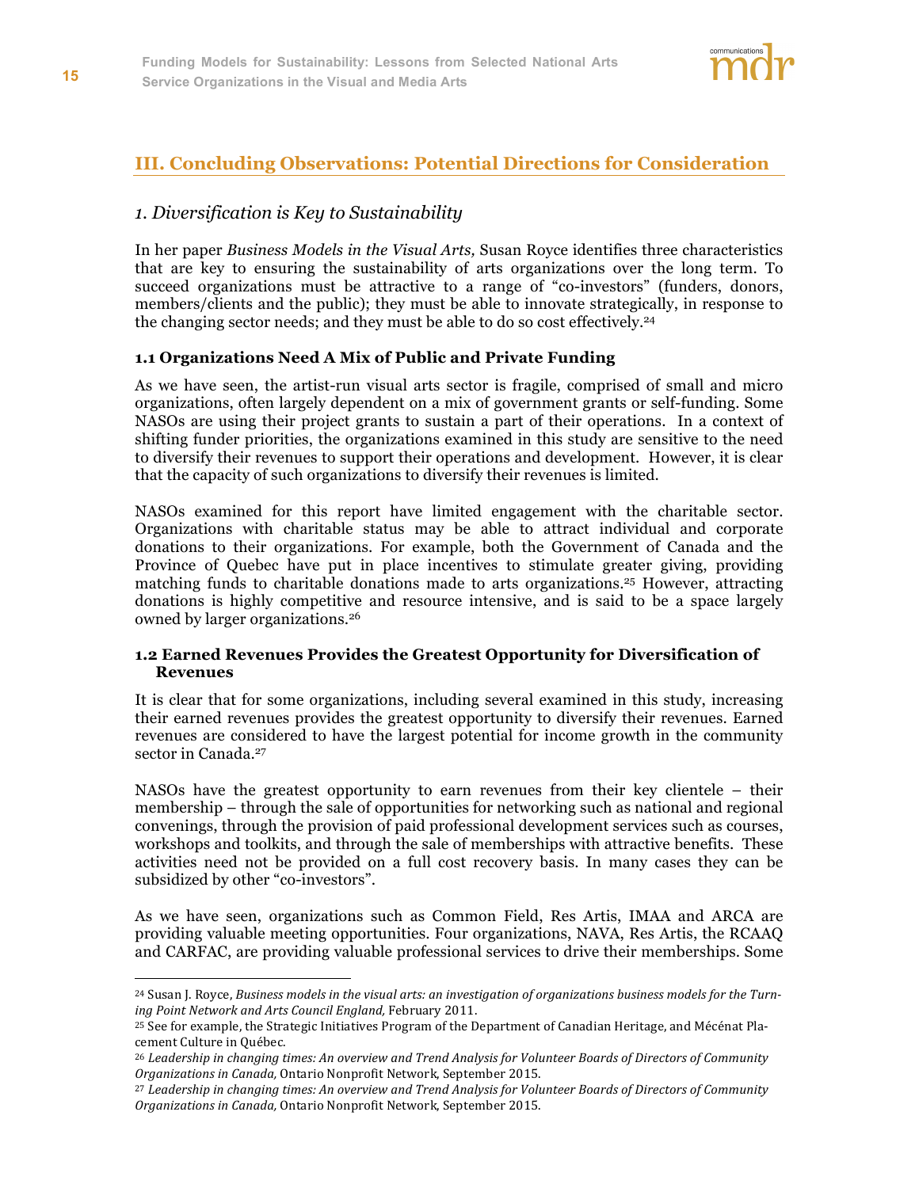## III. Concluding Observations: Potential Directions for Consideration

### *1. Diversification is Key to Sustainability*

In her paper *Business Models in the Visual Arts,* Susan Royce identifies three characteristics that are key to ensuring the sustainability of arts organizations over the long term. To succeed organizations must be attractive to a range of "co-investors" (funders, donors, members/clients and the public); they must be able to innovate strategically, in response to the changing sector needs; and they must be able to do so cost effectively.[24]

#### 1.1 Organizations Need A Mix of Public and Private Funding

As we have seen, the artist-run visual arts sector is fragile, comprised of small and micro organizations, often largely dependent on a mix of government grants or self-funding. Some NASOs are using their project grants to sustain a part of their operations. In a context of shifting funder priorities, the organizations examined in this study are sensitive to the need to diversify their revenues to support their operations and development. However, it is clear that the capacity of such organizations to diversify their revenues is limited.

NASOs examined for this report have limited engagement with the charitable sector. Organizations with charitable status may be able to attract individual and corporate donations to their organizations. For example, both the Government of Canada and the Province of Quebec have put in place incentives to stimulate greater giving, providing matching funds to charitable donations made to arts organizations.[25] However, attracting donations is highly competitive and resource intensive, and is said to be a space largely owned by larger organizations.[26]

#### 1.2 Earned Revenues Provides the Greatest Opportunity for Diversification of Revenues

It is clear that for some organizations, including several examined in this study, increasing their earned revenues provides the greatest opportunity to diversify their revenues. Earned revenues are considered to have the largest potential for income growth in the community sector in Canada.[27]

NASOs have the greatest opportunity to earn revenues from their key clientele – their membership – through the sale of opportunities for networking such as national and regional convenings, through the provision of paid professional development services such as courses, workshops and toolkits, and through the sale of memberships with attractive benefits. These activities need not be provided on a full cost recovery basis. In many cases they can be subsidized by other "co-investors".

As we have seen, organizations such as Common Field, Res Artis, IMAA and ARCA are providing valuable meeting opportunities. Four organizations, NAVA, Res Artis, the RCAAQ and CARFAC, are providing valuable professional services to drive their memberships. Some

---

[24] Susan J. Royce, *Business models in the visual arts: an investigation of organizations business models for the Turning Point Network and Arts Council England,* February 2011.

[25] See for example, the Strategic Initiatives Program of the Department of Canadian Heritage, and Mécénat Placement Culture in Québec.

[26] *Leadership in changing times: An overview and Trend Analysis for Volunteer Boards of Directors of Community Organizations in Canada,* Ontario Nonprofit Network, September 2015.

[27] *Leadership in changing times: An overview and Trend Analysis for Volunteer Boards of Directors of Community Organizations in Canada,* Ontario Nonprofit Network, September 2015.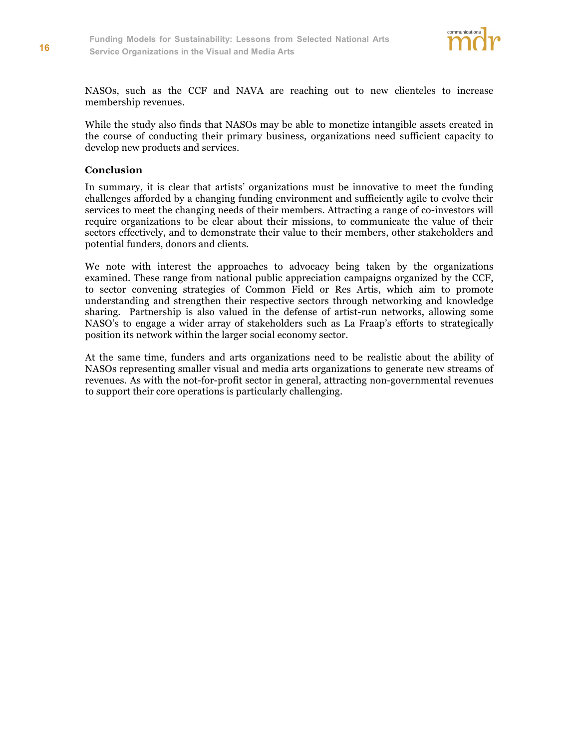NASOs, such as the CCF and NAVA are reaching out to new clienteles to increase membership revenues.

While the study also finds that NASOs may be able to monetize intangible assets created in the course of conducting their primary business, organizations need sufficient capacity to develop new products and services.

## Conclusion

In summary, it is clear that artists' organizations must be innovative to meet the funding challenges afforded by a changing funding environment and sufficiently agile to evolve their services to meet the changing needs of their members. Attracting a range of co-investors will require organizations to be clear about their missions, to communicate the value of their sectors effectively, and to demonstrate their value to their members, other stakeholders and potential funders, donors and clients.

We note with interest the approaches to advocacy being taken by the organizations examined. These range from national public appreciation campaigns organized by the CCF, to sector convening strategies of Common Field or Res Artis, which aim to promote understanding and strengthen their respective sectors through networking and knowledge sharing. Partnership is also valued in the defense of artist-run networks, allowing some NASO's to engage a wider array of stakeholders such as La Fraap's efforts to strategically position its network within the larger social economy sector.

At the same time, funders and arts organizations need to be realistic about the ability of NASOs representing smaller visual and media arts organizations to generate new streams of revenues. As with the not-for-profit sector in general, attracting non-governmental revenues to support their core operations is particularly challenging.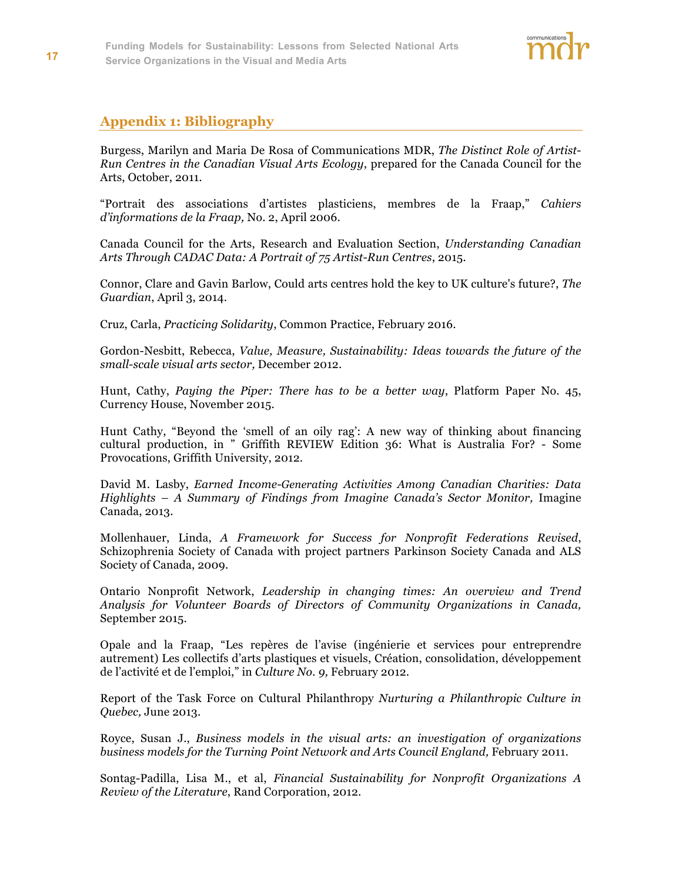## Appendix 1: Bibliography

Burgess, Marilyn and Maria De Rosa of Communications MDR, *The Distinct Role of Artist-Run Centres in the Canadian Visual Arts Ecology*, prepared for the Canada Council for the Arts, October, 2011.

"Portrait des associations d'artistes plasticiens, membres de la Fraap," *Cahiers d'informations de la Fraap,* No. 2, April 2006.

Canada Council for the Arts, Research and Evaluation Section, *Understanding Canadian Arts Through CADAC Data: A Portrait of 75 Artist-Run Centres*, 2015.

Connor, Clare and Gavin Barlow, Could arts centres hold the key to UK culture's future?, *The Guardian*, April 3, 2014.

Cruz, Carla, *Practicing Solidarity*, Common Practice, February 2016.

Gordon-Nesbitt, Rebecca, *Value, Measure, Sustainability: Ideas towards the future of the small-scale visual arts sector,* December 2012.

Hunt, Cathy, *Paying the Piper: There has to be a better way*, Platform Paper No. 45, Currency House, November 2015.

Hunt Cathy, "Beyond the 'smell of an oily rag': A new way of thinking about financing cultural production, in " Griffith REVIEW Edition 36: What is Australia For? - Some Provocations, Griffith University, 2012.

David M. Lasby, *Earned Income-Generating Activities Among Canadian Charities: Data Highlights – A Summary of Findings from Imagine Canada's Sector Monitor,* Imagine Canada, 2013.

Mollenhauer, Linda, *A Framework for Success for Nonprofit Federations Revised*, Schizophrenia Society of Canada with project partners Parkinson Society Canada and ALS Society of Canada, 2009.

Ontario Nonprofit Network, *Leadership in changing times: An overview and Trend Analysis for Volunteer Boards of Directors of Community Organizations in Canada,* September 2015.

Opale and la Fraap, "Les repères de l'avise (ingénierie et services pour entreprendre autrement) Les collectifs d'arts plastiques et visuels, Création, consolidation, développement de l'activité et de l'emploi," in *Culture No. 9,* February 2012.

Report of the Task Force on Cultural Philanthropy *Nurturing a Philanthropic Culture in Quebec,* June 2013.

Royce, Susan J., *Business models in the visual arts: an investigation of organizations business models for the Turning Point Network and Arts Council England,* February 2011.

Sontag-Padilla, Lisa M., et al, *Financial Sustainability for Nonprofit Organizations A Review of the Literature*, Rand Corporation, 2012.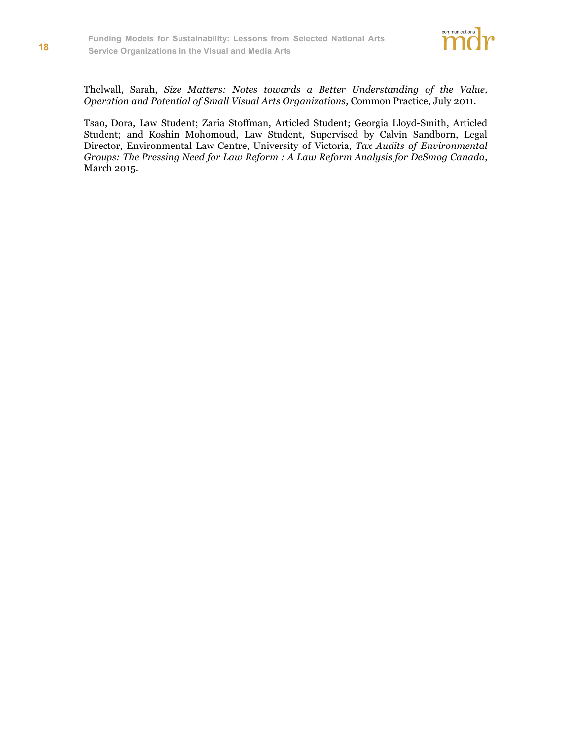Thelwall, Sarah, *Size Matters: Notes towards a Better Understanding of the Value, Operation and Potential of Small Visual Arts Organizations,* Common Practice, July 2011.

Tsao, Dora, Law Student; Zaria Stoffman, Articled Student; Georgia Lloyd-Smith, Articled Student; and Koshin Mohomoud, Law Student, Supervised by Calvin Sandborn, Legal Director, Environmental Law Centre, University of Victoria, *Tax Audits of Environmental Groups: The Pressing Need for Law Reform : A Law Reform Analysis for DeSmog Canada*, March 2015.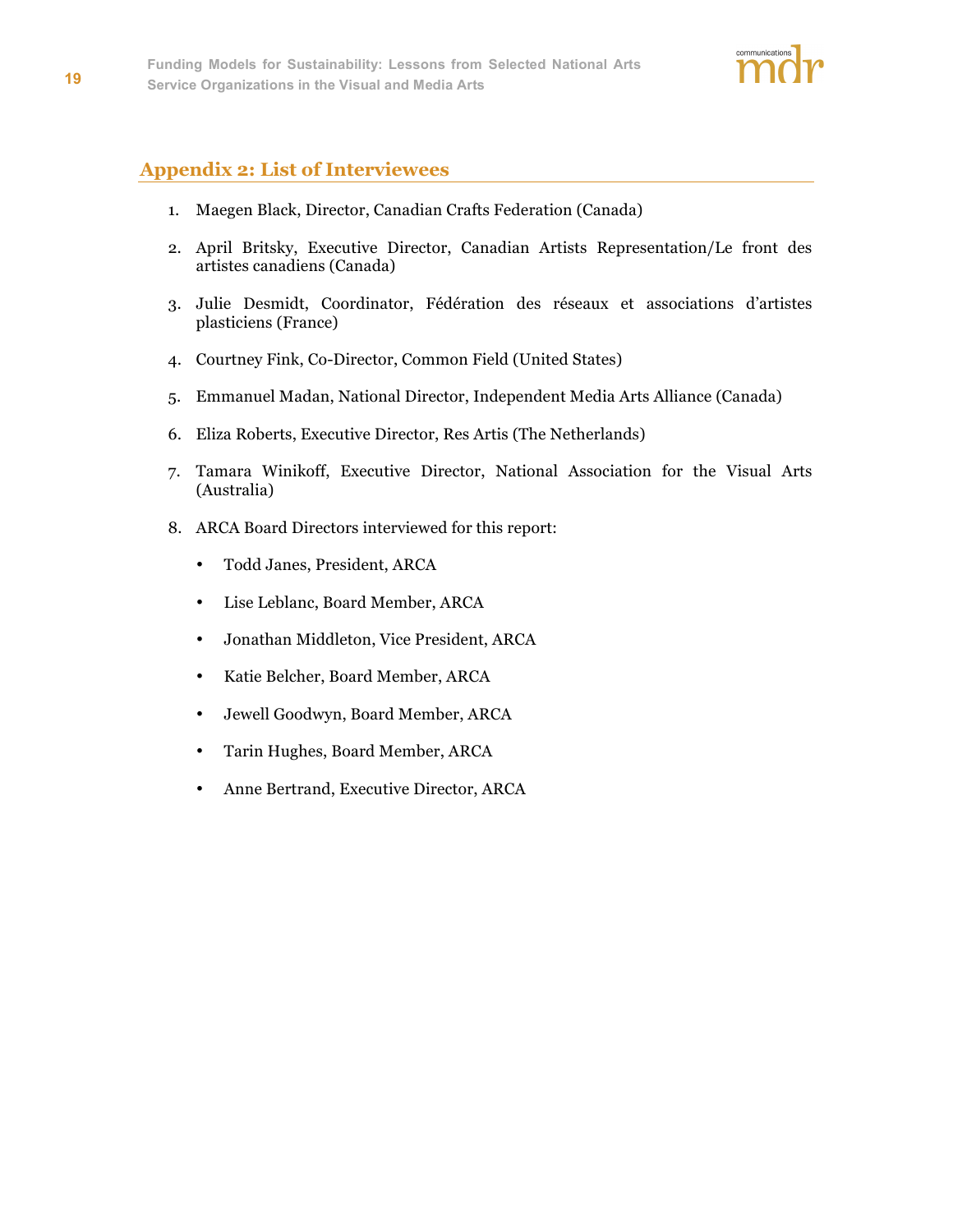## Appendix 2: List of Interviewees

1. Maegen Black, Director, Canadian Crafts Federation (Canada)
2. April Britsky, Executive Director, Canadian Artists Representation/Le front des artistes canadiens (Canada)
3. Julie Desmidt, Coordinator, Fédération des réseaux et associations d'artistes plasticiens (France)
4. Courtney Fink, Co-Director, Common Field (United States)
5. Emmanuel Madan, National Director, Independent Media Arts Alliance (Canada)
6. Eliza Roberts, Executive Director, Res Artis (The Netherlands)
7. Tamara Winikoff, Executive Director, National Association for the Visual Arts (Australia)
8. ARCA Board Directors interviewed for this report:
    - Todd Janes, President, ARCA
    - Lise Leblanc, Board Member, ARCA
    - Jonathan Middleton, Vice President, ARCA
    - Katie Belcher, Board Member, ARCA
    - Jewell Goodwyn, Board Member, ARCA
    - Tarin Hughes, Board Member, ARCA
    - Anne Bertrand, Executive Director, ARCA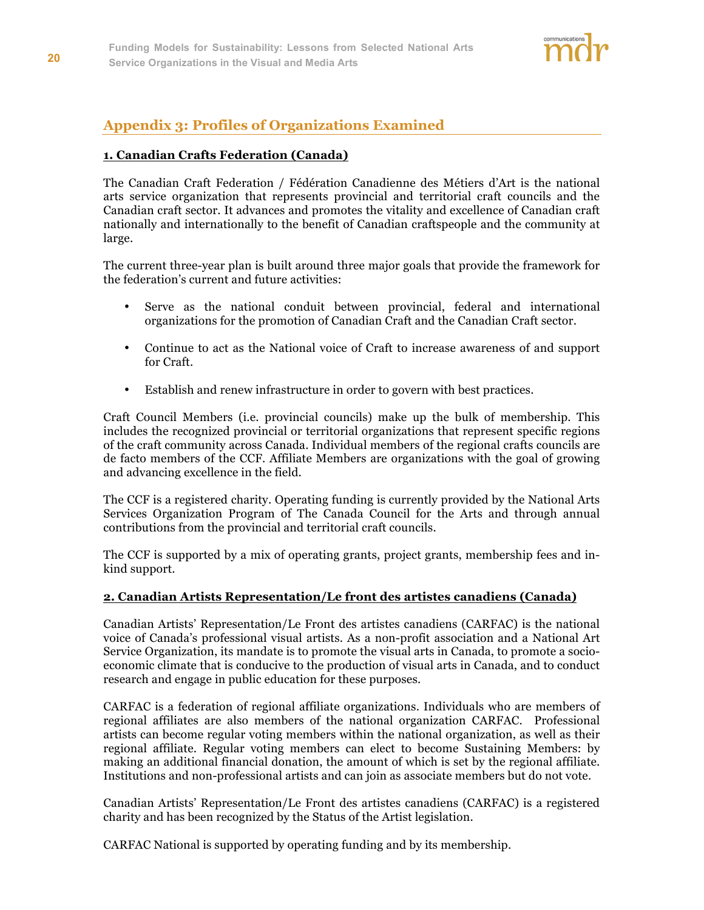## Appendix 3: Profiles of Organizations Examined

### 1. Canadian Crafts Federation (Canada)

The Canadian Craft Federation / Fédération Canadienne des Métiers d'Art is the national arts service organization that represents provincial and territorial craft councils and the Canadian craft sector. It advances and promotes the vitality and excellence of Canadian craft nationally and internationally to the benefit of Canadian craftspeople and the community at large.

The current three-year plan is built around three major goals that provide the framework for the federation's current and future activities:

- Serve as the national conduit between provincial, federal and international organizations for the promotion of Canadian Craft and the Canadian Craft sector.
- Continue to act as the National voice of Craft to increase awareness of and support for Craft.
- Establish and renew infrastructure in order to govern with best practices.

Craft Council Members (i.e. provincial councils) make up the bulk of membership. This includes the recognized provincial or territorial organizations that represent specific regions of the craft community across Canada. Individual members of the regional crafts councils are de facto members of the CCF. Affiliate Members are organizations with the goal of growing and advancing excellence in the field.

The CCF is a registered charity. Operating funding is currently provided by the National Arts Services Organization Program of The Canada Council for the Arts and through annual contributions from the provincial and territorial craft councils.

The CCF is supported by a mix of operating grants, project grants, membership fees and in-kind support.

### 2. Canadian Artists Representation/Le front des artistes canadiens (Canada)

Canadian Artists' Representation/Le Front des artistes canadiens (CARFAC) is the national voice of Canada's professional visual artists. As a non-profit association and a National Art Service Organization, its mandate is to promote the visual arts in Canada, to promote a socio-economic climate that is conducive to the production of visual arts in Canada, and to conduct research and engage in public education for these purposes.

CARFAC is a federation of regional affiliate organizations. Individuals who are members of regional affiliates are also members of the national organization CARFAC. Professional artists can become regular voting members within the national organization, as well as their regional affiliate. Regular voting members can elect to become Sustaining Members: by making an additional financial donation, the amount of which is set by the regional affiliate. Institutions and non-professional artists and can join as associate members but do not vote.

Canadian Artists' Representation/Le Front des artistes canadiens (CARFAC) is a registered charity and has been recognized by the Status of the Artist legislation.

CARFAC National is supported by operating funding and by its membership.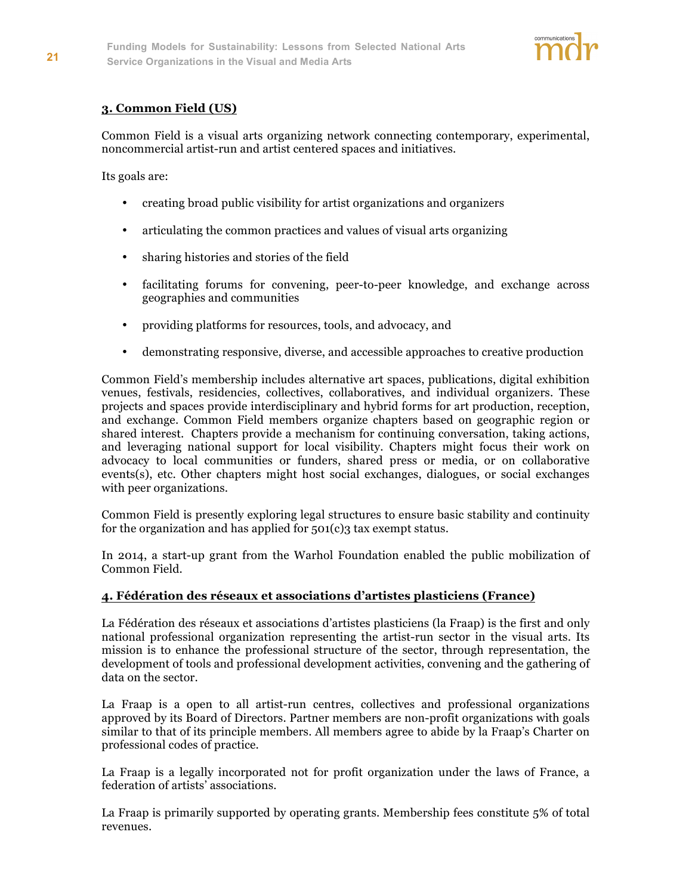### 3. Common Field (US)

Common Field is a visual arts organizing network connecting contemporary, experimental, noncommercial artist-run and artist centered spaces and initiatives.

Its goals are:

- creating broad public visibility for artist organizations and organizers
- articulating the common practices and values of visual arts organizing
- sharing histories and stories of the field
- facilitating forums for convening, peer-to-peer knowledge, and exchange across geographies and communities
- providing platforms for resources, tools, and advocacy, and
- demonstrating responsive, diverse, and accessible approaches to creative production

Common Field's membership includes alternative art spaces, publications, digital exhibition venues, festivals, residencies, collectives, collaboratives, and individual organizers. These projects and spaces provide interdisciplinary and hybrid forms for art production, reception, and exchange. Common Field members organize chapters based on geographic region or shared interest. Chapters provide a mechanism for continuing conversation, taking actions, and leveraging national support for local visibility. Chapters might focus their work on advocacy to local communities or funders, shared press or media, or on collaborative events(s), etc. Other chapters might host social exchanges, dialogues, or social exchanges with peer organizations.

Common Field is presently exploring legal structures to ensure basic stability and continuity for the organization and has applied for 501(c)3 tax exempt status.

In 2014, a start-up grant from the Warhol Foundation enabled the public mobilization of Common Field.

### 4. Fédération des réseaux et associations d'artistes plasticiens (France)

La Fédération des réseaux et associations d'artistes plasticiens (la Fraap) is the first and only national professional organization representing the artist-run sector in the visual arts. Its mission is to enhance the professional structure of the sector, through representation, the development of tools and professional development activities, convening and the gathering of data on the sector.

La Fraap is a open to all artist-run centres, collectives and professional organizations approved by its Board of Directors. Partner members are non-profit organizations with goals similar to that of its principle members. All members agree to abide by la Fraap's Charter on professional codes of practice.

La Fraap is a legally incorporated not for profit organization under the laws of France, a federation of artists' associations.

La Fraap is primarily supported by operating grants. Membership fees constitute 5% of total revenues.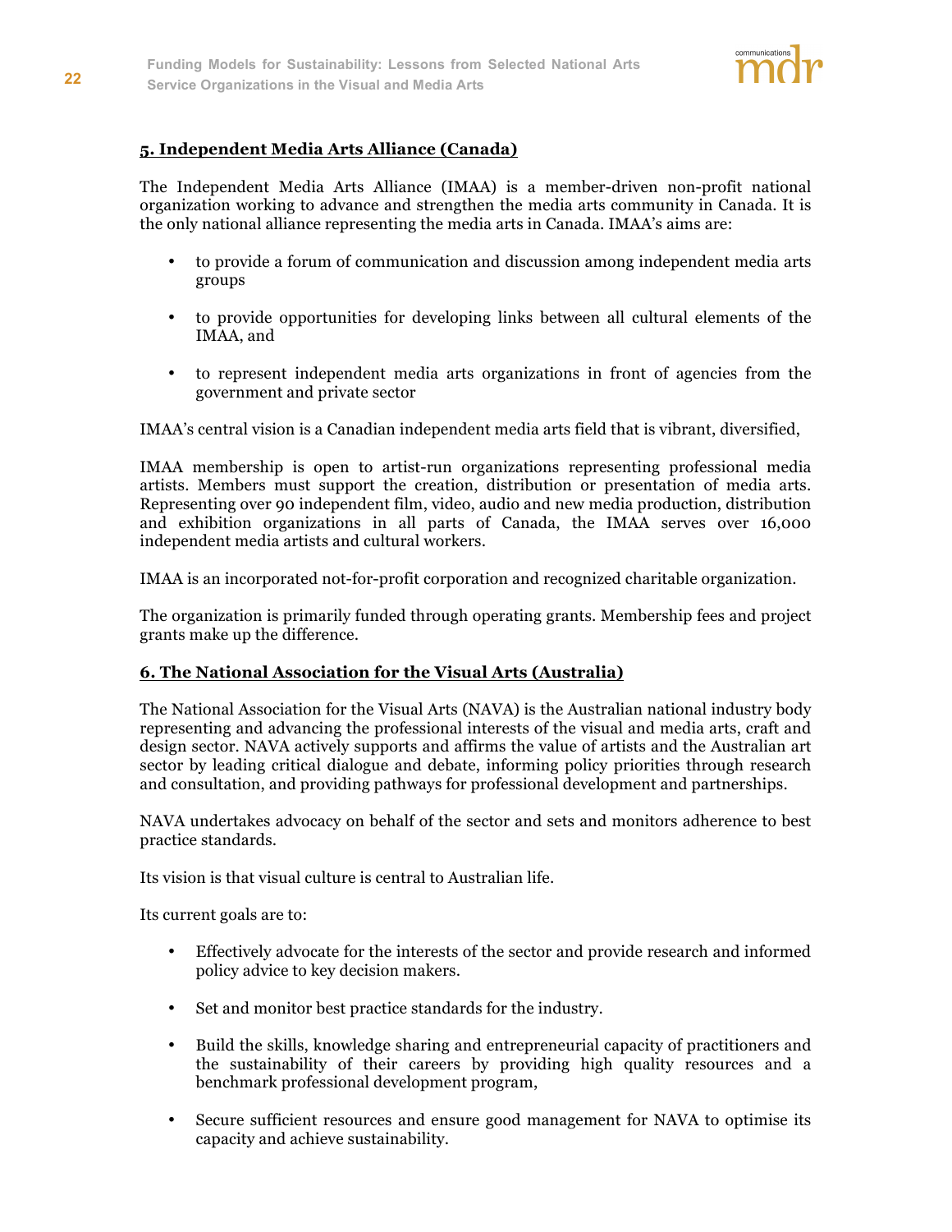## 5. Independent Media Arts Alliance (Canada)

The Independent Media Arts Alliance (IMAA) is a member-driven non-profit national organization working to advance and strengthen the media arts community in Canada. It is the only national alliance representing the media arts in Canada. IMAA's aims are:

- to provide a forum of communication and discussion among independent media arts groups
- to provide opportunities for developing links between all cultural elements of the IMAA, and
- to represent independent media arts organizations in front of agencies from the government and private sector

IMAA's central vision is a Canadian independent media arts field that is vibrant, diversified,

IMAA membership is open to artist-run organizations representing professional media artists. Members must support the creation, distribution or presentation of media arts. Representing over 90 independent film, video, audio and new media production, distribution and exhibition organizations in all parts of Canada, the IMAA serves over 16,000 independent media artists and cultural workers.

IMAA is an incorporated not-for-profit corporation and recognized charitable organization.

The organization is primarily funded through operating grants. Membership fees and project grants make up the difference.

## 6. The National Association for the Visual Arts (Australia)

The National Association for the Visual Arts (NAVA) is the Australian national industry body representing and advancing the professional interests of the visual and media arts, craft and design sector. NAVA actively supports and affirms the value of artists and the Australian art sector by leading critical dialogue and debate, informing policy priorities through research and consultation, and providing pathways for professional development and partnerships.

NAVA undertakes advocacy on behalf of the sector and sets and monitors adherence to best practice standards.

Its vision is that visual culture is central to Australian life.

Its current goals are to:

- Effectively advocate for the interests of the sector and provide research and informed policy advice to key decision makers.
- Set and monitor best practice standards for the industry.
- Build the skills, knowledge sharing and entrepreneurial capacity of practitioners and the sustainability of their careers by providing high quality resources and a benchmark professional development program,
- Secure sufficient resources and ensure good management for NAVA to optimise its capacity and achieve sustainability.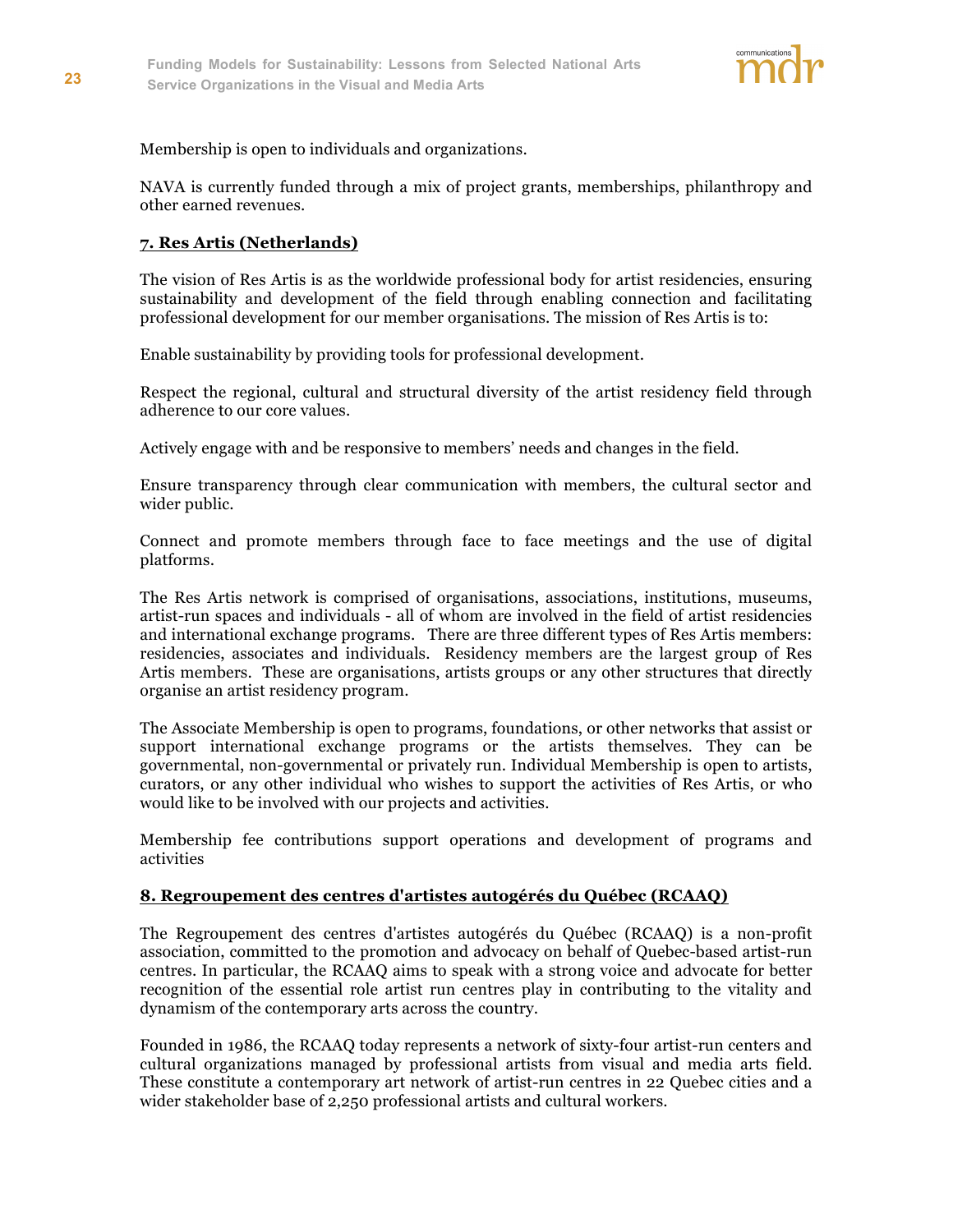Membership is open to individuals and organizations.

NAVA is currently funded through a mix of project grants, memberships, philanthropy and other earned revenues.

### 7. Res Artis (Netherlands)

The vision of Res Artis is as the worldwide professional body for artist residencies, ensuring sustainability and development of the field through enabling connection and facilitating professional development for our member organisations. The mission of Res Artis is to:

Enable sustainability by providing tools for professional development.

Respect the regional, cultural and structural diversity of the artist residency field through adherence to our core values.

Actively engage with and be responsive to members' needs and changes in the field.

Ensure transparency through clear communication with members, the cultural sector and wider public.

Connect and promote members through face to face meetings and the use of digital platforms.

The Res Artis network is comprised of organisations, associations, institutions, museums, artist-run spaces and individuals - all of whom are involved in the field of artist residencies and international exchange programs. There are three different types of Res Artis members: residencies, associates and individuals. Residency members are the largest group of Res Artis members. These are organisations, artists groups or any other structures that directly organise an artist residency program.

The Associate Membership is open to programs, foundations, or other networks that assist or support international exchange programs or the artists themselves. They can be governmental, non-governmental or privately run. Individual Membership is open to artists, curators, or any other individual who wishes to support the activities of Res Artis, or who would like to be involved with our projects and activities.

Membership fee contributions support operations and development of programs and activities

### 8. Regroupement des centres d'artistes autogérés du Québec (RCAAQ)

The Regroupement des centres d'artistes autogérés du Québec (RCAAQ) is a non-profit association, committed to the promotion and advocacy on behalf of Quebec-based artist-run centres. In particular, the RCAAQ aims to speak with a strong voice and advocate for better recognition of the essential role artist run centres play in contributing to the vitality and dynamism of the contemporary arts across the country.

Founded in 1986, the RCAAQ today represents a network of sixty-four artist-run centers and cultural organizations managed by professional artists from visual and media arts field. These constitute a contemporary art network of artist-run centres in 22 Quebec cities and a wider stakeholder base of 2,250 professional artists and cultural workers.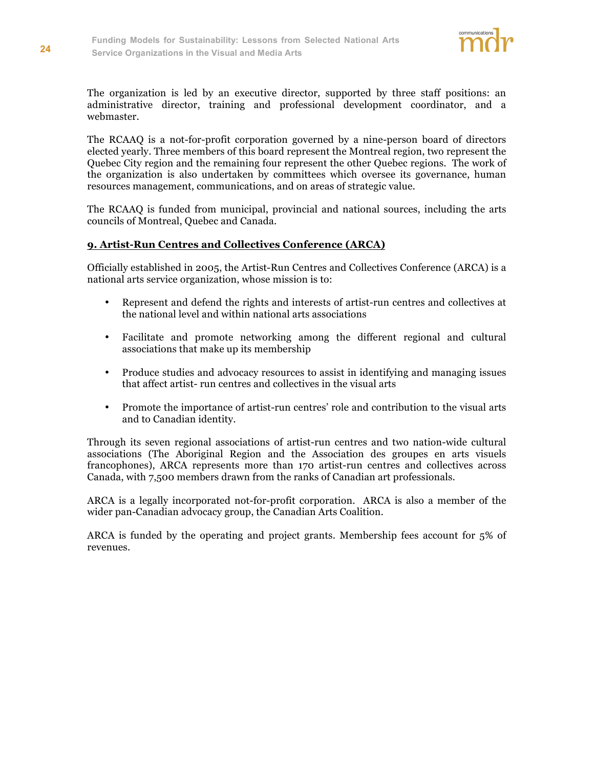The organization is led by an executive director, supported by three staff positions: an administrative director, training and professional development coordinator, and a webmaster.

The RCAAQ is a not-for-profit corporation governed by a nine-person board of directors elected yearly. Three members of this board represent the Montreal region, two represent the Quebec City region and the remaining four represent the other Quebec regions. The work of the organization is also undertaken by committees which oversee its governance, human resources management, communications, and on areas of strategic value.

The RCAAQ is funded from municipal, provincial and national sources, including the arts councils of Montreal, Quebec and Canada.

## 9. Artist-Run Centres and Collectives Conference (ARCA)

Officially established in 2005, the Artist-Run Centres and Collectives Conference (ARCA) is a national arts service organization, whose mission is to:

- Represent and defend the rights and interests of artist-run centres and collectives at the national level and within national arts associations
- Facilitate and promote networking among the different regional and cultural associations that make up its membership
- Produce studies and advocacy resources to assist in identifying and managing issues that affect artist- run centres and collectives in the visual arts
- Promote the importance of artist-run centres' role and contribution to the visual arts and to Canadian identity.

Through its seven regional associations of artist-run centres and two nation-wide cultural associations (The Aboriginal Region and the Association des groupes en arts visuels francophones), ARCA represents more than 170 artist-run centres and collectives across Canada, with 7,500 members drawn from the ranks of Canadian art professionals.

ARCA is a legally incorporated not-for-profit corporation. ARCA is also a member of the wider pan-Canadian advocacy group, the Canadian Arts Coalition.

ARCA is funded by the operating and project grants. Membership fees account for 5% of revenues.